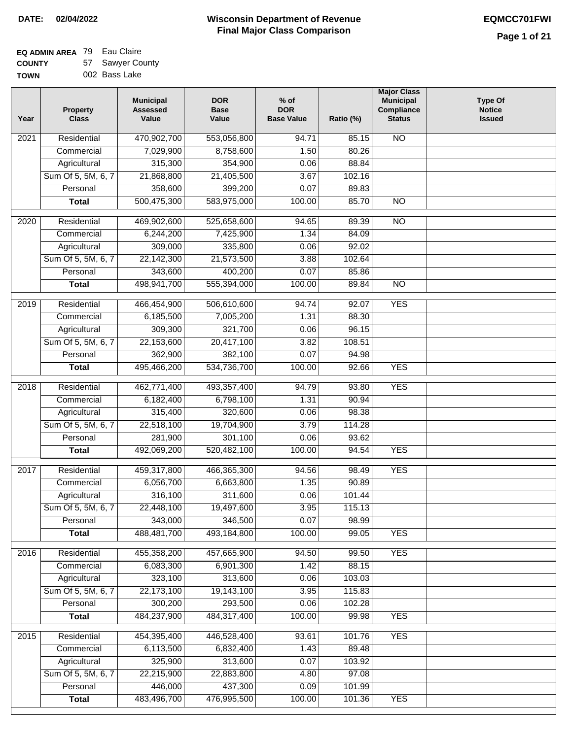**DATE:** 02/04/2022

# Wisconsin Department of Revenue
## Final Major Class Comparison

**EQMCC701FWI**

**EQ ADMIN AREA** 79 Eau Claire
**COUNTY** 57 Sawyer County
**TOWN** 002 Bass Lake

| Year | Property Class | Municipal Assessed Value | DOR Base Value | % of DOR Base Value | Ratio (%) | Major Class Municipal Compliance Status | Type Of Notice Issued |
|---|---|---|---|---|---|---|---|
| 2021 | Residential | 470,902,700 | 553,056,800 | 94.71 | 85.15 | NO | |
| | Commercial | 7,029,900 | 8,758,600 | 1.50 | 80.26 | | |
| | Agricultural | 315,300 | 354,900 | 0.06 | 88.84 | | |
| | Sum Of 5, 5M, 6, 7 | 21,868,800 | 21,405,500 | 3.67 | 102.16 | | |
| | Personal | 358,600 | 399,200 | 0.07 | 89.83 | | |
| | **Total** | 500,475,300 | 583,975,000 | 100.00 | 85.70 | NO | |
| 2020 | Residential | 469,902,600 | 525,658,600 | 94.65 | 89.39 | NO | |
| | Commercial | 6,244,200 | 7,425,900 | 1.34 | 84.09 | | |
| | Agricultural | 309,000 | 335,800 | 0.06 | 92.02 | | |
| | Sum Of 5, 5M, 6, 7 | 22,142,300 | 21,573,500 | 3.88 | 102.64 | | |
| | Personal | 343,600 | 400,200 | 0.07 | 85.86 | | |
| | **Total** | 498,941,700 | 555,394,000 | 100.00 | 89.84 | NO | |
| 2019 | Residential | 466,454,900 | 506,610,600 | 94.74 | 92.07 | YES | |
| | Commercial | 6,185,500 | 7,005,200 | 1.31 | 88.30 | | |
| | Agricultural | 309,300 | 321,700 | 0.06 | 96.15 | | |
| | Sum Of 5, 5M, 6, 7 | 22,153,600 | 20,417,100 | 3.82 | 108.51 | | |
| | Personal | 362,900 | 382,100 | 0.07 | 94.98 | | |
| | **Total** | 495,466,200 | 534,736,700 | 100.00 | 92.66 | YES | |
| 2018 | Residential | 462,771,400 | 493,357,400 | 94.79 | 93.80 | YES | |
| | Commercial | 6,182,400 | 6,798,100 | 1.31 | 90.94 | | |
| | Agricultural | 315,400 | 320,600 | 0.06 | 98.38 | | |
| | Sum Of 5, 5M, 6, 7 | 22,518,100 | 19,704,900 | 3.79 | 114.28 | | |
| | Personal | 281,900 | 301,100 | 0.06 | 93.62 | | |
| | **Total** | 492,069,200 | 520,482,100 | 100.00 | 94.54 | YES | |
| 2017 | Residential | 459,317,800 | 466,365,300 | 94.56 | 98.49 | YES | |
| | Commercial | 6,056,700 | 6,663,800 | 1.35 | 90.89 | | |
| | Agricultural | 316,100 | 311,600 | 0.06 | 101.44 | | |
| | Sum Of 5, 5M, 6, 7 | 22,448,100 | 19,497,600 | 3.95 | 115.13 | | |
| | Personal | 343,000 | 346,500 | 0.07 | 98.99 | | |
| | **Total** | 488,481,700 | 493,184,800 | 100.00 | 99.05 | YES | |
| 2016 | Residential | 455,358,200 | 457,665,900 | 94.50 | 99.50 | YES | |
| | Commercial | 6,083,300 | 6,901,300 | 1.42 | 88.15 | | |
| | Agricultural | 323,100 | 313,600 | 0.06 | 103.03 | | |
| | Sum Of 5, 5M, 6, 7 | 22,173,100 | 19,143,100 | 3.95 | 115.83 | | |
| | Personal | 300,200 | 293,500 | 0.06 | 102.28 | | |
| | **Total** | 484,237,900 | 484,317,400 | 100.00 | 99.98 | YES | |
| 2015 | Residential | 454,395,400 | 446,528,400 | 93.61 | 101.76 | YES | |
| | Commercial | 6,113,500 | 6,832,400 | 1.43 | 89.48 | | |
| | Agricultural | 325,900 | 313,600 | 0.07 | 103.92 | | |
| | Sum Of 5, 5M, 6, 7 | 22,215,900 | 22,883,800 | 4.80 | 97.08 | | |
| | Personal | 446,000 | 437,300 | 0.09 | 101.99 | | |
| | **Total** | 483,496,700 | 476,995,500 | 100.00 | 101.36 | YES | |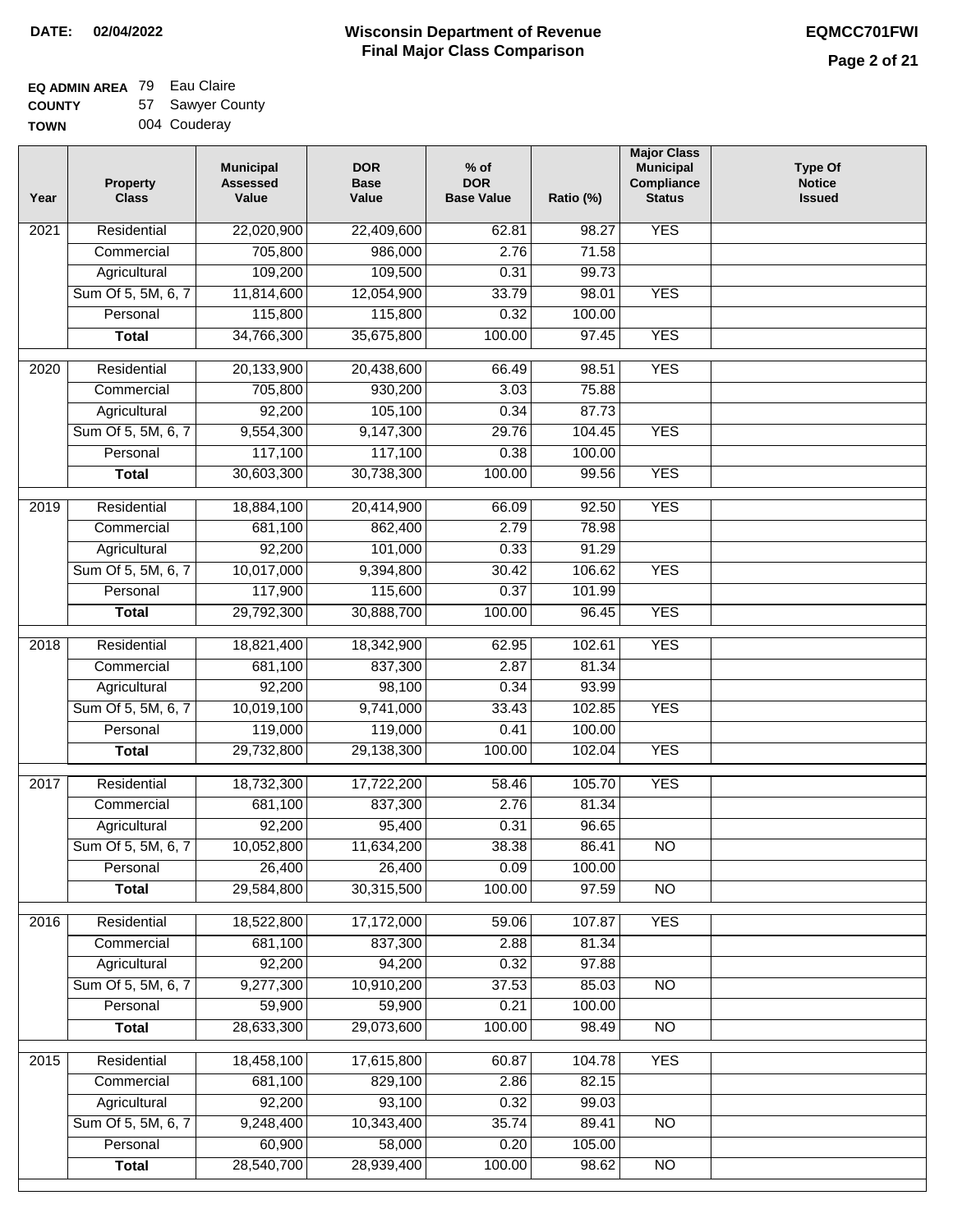**DATE:** 02/04/2022

# Wisconsin Department of Revenue
## Final Major Class Comparison

**EQMCC701FWI**

**EQ ADMIN AREA** 79 Eau Claire
**COUNTY** 57 Sawyer County
**TOWN** 004 Couderay

| Year | Property Class | Municipal Assessed Value | DOR Base Value | % of DOR Base Value | Ratio (%) | Major Class Municipal Compliance Status | Type Of Notice Issued |
|---|---|---|---|---|---|---|---|
| 2021 | Residential | 22,020,900 | 22,409,600 | 62.81 | 98.27 | YES | |
| | Commercial | 705,800 | 986,000 | 2.76 | 71.58 | | |
| | Agricultural | 109,200 | 109,500 | 0.31 | 99.73 | | |
| | Sum Of 5, 5M, 6, 7 | 11,814,600 | 12,054,900 | 33.79 | 98.01 | YES | |
| | Personal | 115,800 | 115,800 | 0.32 | 100.00 | | |
| | **Total** | 34,766,300 | 35,675,800 | 100.00 | 97.45 | YES | |
| 2020 | Residential | 20,133,900 | 20,438,600 | 66.49 | 98.51 | YES | |
| | Commercial | 705,800 | 930,200 | 3.03 | 75.88 | | |
| | Agricultural | 92,200 | 105,100 | 0.34 | 87.73 | | |
| | Sum Of 5, 5M, 6, 7 | 9,554,300 | 9,147,300 | 29.76 | 104.45 | YES | |
| | Personal | 117,100 | 117,100 | 0.38 | 100.00 | | |
| | **Total** | 30,603,300 | 30,738,300 | 100.00 | 99.56 | YES | |
| 2019 | Residential | 18,884,100 | 20,414,900 | 66.09 | 92.50 | YES | |
| | Commercial | 681,100 | 862,400 | 2.79 | 78.98 | | |
| | Agricultural | 92,200 | 101,000 | 0.33 | 91.29 | | |
| | Sum Of 5, 5M, 6, 7 | 10,017,000 | 9,394,800 | 30.42 | 106.62 | YES | |
| | Personal | 117,900 | 115,600 | 0.37 | 101.99 | | |
| | **Total** | 29,792,300 | 30,888,700 | 100.00 | 96.45 | YES | |
| 2018 | Residential | 18,821,400 | 18,342,900 | 62.95 | 102.61 | YES | |
| | Commercial | 681,100 | 837,300 | 2.87 | 81.34 | | |
| | Agricultural | 92,200 | 98,100 | 0.34 | 93.99 | | |
| | Sum Of 5, 5M, 6, 7 | 10,019,100 | 9,741,000 | 33.43 | 102.85 | YES | |
| | Personal | 119,000 | 119,000 | 0.41 | 100.00 | | |
| | **Total** | 29,732,800 | 29,138,300 | 100.00 | 102.04 | YES | |
| 2017 | Residential | 18,732,300 | 17,722,200 | 58.46 | 105.70 | YES | |
| | Commercial | 681,100 | 837,300 | 2.76 | 81.34 | | |
| | Agricultural | 92,200 | 95,400 | 0.31 | 96.65 | | |
| | Sum Of 5, 5M, 6, 7 | 10,052,800 | 11,634,200 | 38.38 | 86.41 | NO | |
| | Personal | 26,400 | 26,400 | 0.09 | 100.00 | | |
| | **Total** | 29,584,800 | 30,315,500 | 100.00 | 97.59 | NO | |
| 2016 | Residential | 18,522,800 | 17,172,000 | 59.06 | 107.87 | YES | |
| | Commercial | 681,100 | 837,300 | 2.88 | 81.34 | | |
| | Agricultural | 92,200 | 94,200 | 0.32 | 97.88 | | |
| | Sum Of 5, 5M, 6, 7 | 9,277,300 | 10,910,200 | 37.53 | 85.03 | NO | |
| | Personal | 59,900 | 59,900 | 0.21 | 100.00 | | |
| | **Total** | 28,633,300 | 29,073,600 | 100.00 | 98.49 | NO | |
| 2015 | Residential | 18,458,100 | 17,615,800 | 60.87 | 104.78 | YES | |
| | Commercial | 681,100 | 829,100 | 2.86 | 82.15 | | |
| | Agricultural | 92,200 | 93,100 | 0.32 | 99.03 | | |
| | Sum Of 5, 5M, 6, 7 | 9,248,400 | 10,343,400 | 35.74 | 89.41 | NO | |
| | Personal | 60,900 | 58,000 | 0.20 | 105.00 | | |
| | **Total** | 28,540,700 | 28,939,400 | 100.00 | 98.62 | NO | |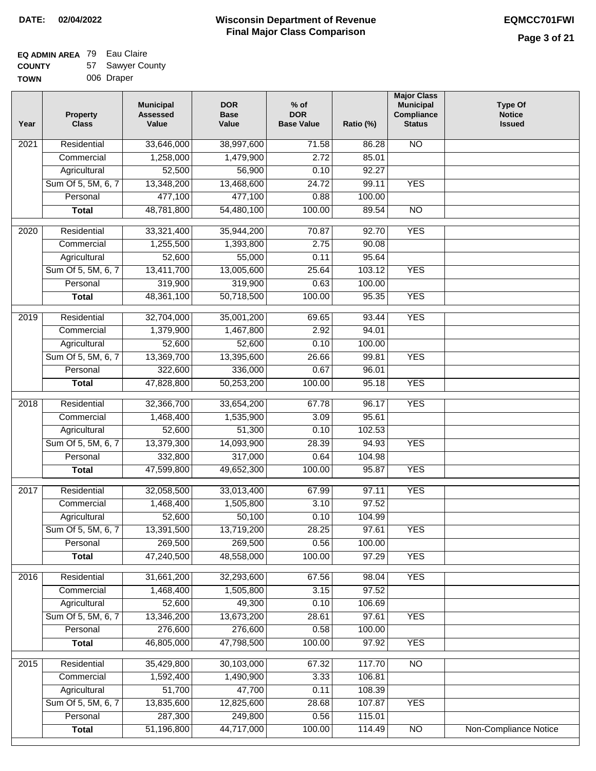**DATE:** 02/04/2022

# Wisconsin Department of Revenue
## Final Major Class Comparison

**EQMCC701FWI**

**EQ ADMIN AREA** 79 Eau Claire
**COUNTY** 57 Sawyer County
**TOWN** 006 Draper

| Year | Property Class | Municipal Assessed Value | DOR Base Value | % of DOR Base Value | Ratio (%) | Major Class Municipal Compliance Status | Type Of Notice Issued |
|---|---|---|---|---|---|---|---|
| 2021 | Residential | 33,646,000 | 38,997,600 | 71.58 | 86.28 | NO | |
| | Commercial | 1,258,000 | 1,479,900 | 2.72 | 85.01 | | |
| | Agricultural | 52,500 | 56,900 | 0.10 | 92.27 | | |
| | Sum Of 5, 5M, 6, 7 | 13,348,200 | 13,468,600 | 24.72 | 99.11 | YES | |
| | Personal | 477,100 | 477,100 | 0.88 | 100.00 | | |
| | **Total** | 48,781,800 | 54,480,100 | 100.00 | 89.54 | NO | |
| 2020 | Residential | 33,321,400 | 35,944,200 | 70.87 | 92.70 | YES | |
| | Commercial | 1,255,500 | 1,393,800 | 2.75 | 90.08 | | |
| | Agricultural | 52,600 | 55,000 | 0.11 | 95.64 | | |
| | Sum Of 5, 5M, 6, 7 | 13,411,700 | 13,005,600 | 25.64 | 103.12 | YES | |
| | Personal | 319,900 | 319,900 | 0.63 | 100.00 | | |
| | **Total** | 48,361,100 | 50,718,500 | 100.00 | 95.35 | YES | |
| 2019 | Residential | 32,704,000 | 35,001,200 | 69.65 | 93.44 | YES | |
| | Commercial | 1,379,900 | 1,467,800 | 2.92 | 94.01 | | |
| | Agricultural | 52,600 | 52,600 | 0.10 | 100.00 | | |
| | Sum Of 5, 5M, 6, 7 | 13,369,700 | 13,395,600 | 26.66 | 99.81 | YES | |
| | Personal | 322,600 | 336,000 | 0.67 | 96.01 | | |
| | **Total** | 47,828,800 | 50,253,200 | 100.00 | 95.18 | YES | |
| 2018 | Residential | 32,366,700 | 33,654,200 | 67.78 | 96.17 | YES | |
| | Commercial | 1,468,400 | 1,535,900 | 3.09 | 95.61 | | |
| | Agricultural | 52,600 | 51,300 | 0.10 | 102.53 | | |
| | Sum Of 5, 5M, 6, 7 | 13,379,300 | 14,093,900 | 28.39 | 94.93 | YES | |
| | Personal | 332,800 | 317,000 | 0.64 | 104.98 | | |
| | **Total** | 47,599,800 | 49,652,300 | 100.00 | 95.87 | YES | |
| 2017 | Residential | 32,058,500 | 33,013,400 | 67.99 | 97.11 | YES | |
| | Commercial | 1,468,400 | 1,505,800 | 3.10 | 97.52 | | |
| | Agricultural | 52,600 | 50,100 | 0.10 | 104.99 | | |
| | Sum Of 5, 5M, 6, 7 | 13,391,500 | 13,719,200 | 28.25 | 97.61 | YES | |
| | Personal | 269,500 | 269,500 | 0.56 | 100.00 | | |
| | **Total** | 47,240,500 | 48,558,000 | 100.00 | 97.29 | YES | |
| 2016 | Residential | 31,661,200 | 32,293,600 | 67.56 | 98.04 | YES | |
| | Commercial | 1,468,400 | 1,505,800 | 3.15 | 97.52 | | |
| | Agricultural | 52,600 | 49,300 | 0.10 | 106.69 | | |
| | Sum Of 5, 5M, 6, 7 | 13,346,200 | 13,673,200 | 28.61 | 97.61 | YES | |
| | Personal | 276,600 | 276,600 | 0.58 | 100.00 | | |
| | **Total** | 46,805,000 | 47,798,500 | 100.00 | 97.92 | YES | |
| 2015 | Residential | 35,429,800 | 30,103,000 | 67.32 | 117.70 | NO | |
| | Commercial | 1,592,400 | 1,490,900 | 3.33 | 106.81 | | |
| | Agricultural | 51,700 | 47,700 | 0.11 | 108.39 | | |
| | Sum Of 5, 5M, 6, 7 | 13,835,600 | 12,825,600 | 28.68 | 107.87 | YES | |
| | Personal | 287,300 | 249,800 | 0.56 | 115.01 | | |
| | **Total** | 51,196,800 | 44,717,000 | 100.00 | 114.49 | NO | Non-Compliance Notice |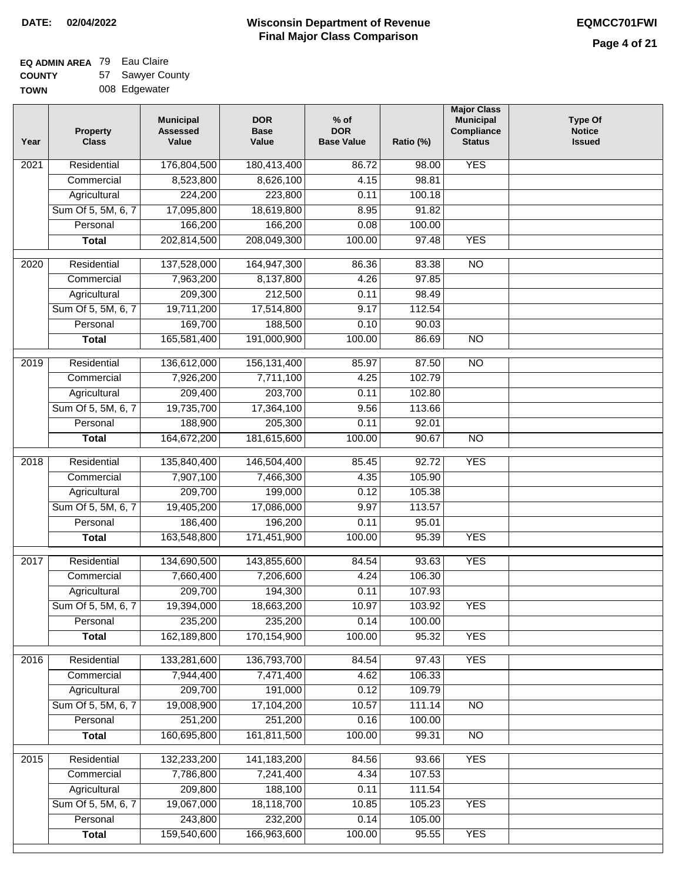**DATE:** 02/04/2022

# Wisconsin Department of Revenue
## Final Major Class Comparison

**EQMCC701FWI**

**EQ ADMIN AREA** 79 Eau Claire
**COUNTY** 57 Sawyer County
**TOWN** 008 Edgewater

| Year | Property Class | Municipal Assessed Value | DOR Base Value | % of DOR Base Value | Ratio (%) | Major Class Municipal Compliance Status | Type Of Notice Issued |
|---|---|---|---|---|---|---|---|
| 2021 | Residential | 176,804,500 | 180,413,400 | 86.72 | 98.00 | YES | |
| | Commercial | 8,523,800 | 8,626,100 | 4.15 | 98.81 | | |
| | Agricultural | 224,200 | 223,800 | 0.11 | 100.18 | | |
| | Sum Of 5, 5M, 6, 7 | 17,095,800 | 18,619,800 | 8.95 | 91.82 | | |
| | Personal | 166,200 | 166,200 | 0.08 | 100.00 | | |
| | **Total** | 202,814,500 | 208,049,300 | 100.00 | 97.48 | YES | |
| 2020 | Residential | 137,528,000 | 164,947,300 | 86.36 | 83.38 | NO | |
| | Commercial | 7,963,200 | 8,137,800 | 4.26 | 97.85 | | |
| | Agricultural | 209,300 | 212,500 | 0.11 | 98.49 | | |
| | Sum Of 5, 5M, 6, 7 | 19,711,200 | 17,514,800 | 9.17 | 112.54 | | |
| | Personal | 169,700 | 188,500 | 0.10 | 90.03 | | |
| | **Total** | 165,581,400 | 191,000,900 | 100.00 | 86.69 | NO | |
| 2019 | Residential | 136,612,000 | 156,131,400 | 85.97 | 87.50 | NO | |
| | Commercial | 7,926,200 | 7,711,100 | 4.25 | 102.79 | | |
| | Agricultural | 209,400 | 203,700 | 0.11 | 102.80 | | |
| | Sum Of 5, 5M, 6, 7 | 19,735,700 | 17,364,100 | 9.56 | 113.66 | | |
| | Personal | 188,900 | 205,300 | 0.11 | 92.01 | | |
| | **Total** | 164,672,200 | 181,615,600 | 100.00 | 90.67 | NO | |
| 2018 | Residential | 135,840,400 | 146,504,400 | 85.45 | 92.72 | YES | |
| | Commercial | 7,907,100 | 7,466,300 | 4.35 | 105.90 | | |
| | Agricultural | 209,700 | 199,000 | 0.12 | 105.38 | | |
| | Sum Of 5, 5M, 6, 7 | 19,405,200 | 17,086,000 | 9.97 | 113.57 | | |
| | Personal | 186,400 | 196,200 | 0.11 | 95.01 | | |
| | **Total** | 163,548,800 | 171,451,900 | 100.00 | 95.39 | YES | |
| 2017 | Residential | 134,690,500 | 143,855,600 | 84.54 | 93.63 | YES | |
| | Commercial | 7,660,400 | 7,206,600 | 4.24 | 106.30 | | |
| | Agricultural | 209,700 | 194,300 | 0.11 | 107.93 | | |
| | Sum Of 5, 5M, 6, 7 | 19,394,000 | 18,663,200 | 10.97 | 103.92 | YES | |
| | Personal | 235,200 | 235,200 | 0.14 | 100.00 | | |
| | **Total** | 162,189,800 | 170,154,900 | 100.00 | 95.32 | YES | |
| 2016 | Residential | 133,281,600 | 136,793,700 | 84.54 | 97.43 | YES | |
| | Commercial | 7,944,400 | 7,471,400 | 4.62 | 106.33 | | |
| | Agricultural | 209,700 | 191,000 | 0.12 | 109.79 | | |
| | Sum Of 5, 5M, 6, 7 | 19,008,900 | 17,104,200 | 10.57 | 111.14 | NO | |
| | Personal | 251,200 | 251,200 | 0.16 | 100.00 | | |
| | **Total** | 160,695,800 | 161,811,500 | 100.00 | 99.31 | NO | |
| 2015 | Residential | 132,233,200 | 141,183,200 | 84.56 | 93.66 | YES | |
| | Commercial | 7,786,800 | 7,241,400 | 4.34 | 107.53 | | |
| | Agricultural | 209,800 | 188,100 | 0.11 | 111.54 | | |
| | Sum Of 5, 5M, 6, 7 | 19,067,000 | 18,118,700 | 10.85 | 105.23 | YES | |
| | Personal | 243,800 | 232,200 | 0.14 | 105.00 | | |
| | **Total** | 159,540,600 | 166,963,600 | 100.00 | 95.55 | YES | |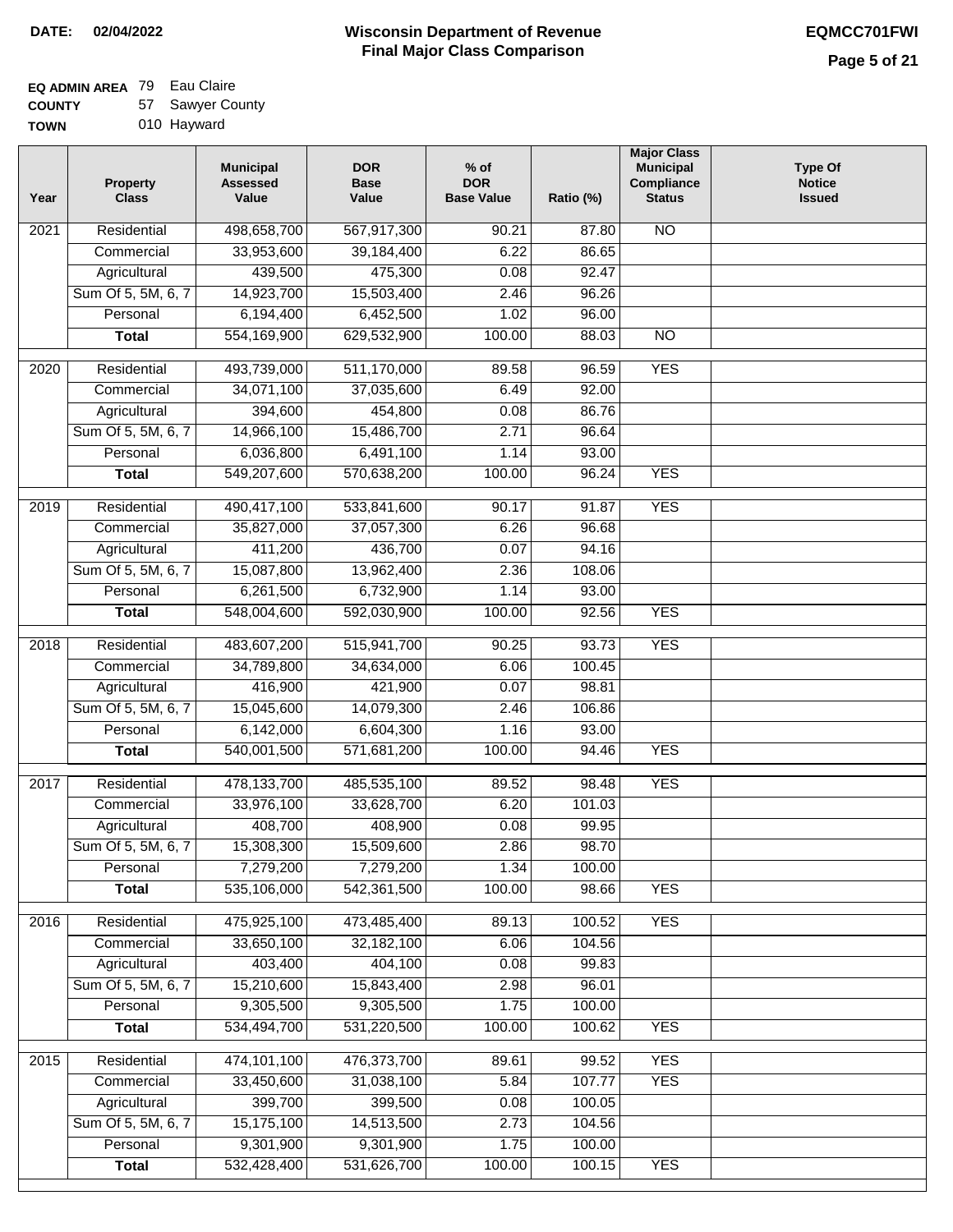**DATE:** 02/04/2022

# Wisconsin Department of Revenue
## Final Major Class Comparison

**EQMCC701FWI**

**EQ ADMIN AREA** 79 Eau Claire
**COUNTY** 57 Sawyer County
**TOWN** 010 Hayward

| Year | Property Class | Municipal Assessed Value | DOR Base Value | % of DOR Base Value | Ratio (%) | Major Class Municipal Compliance Status | Type Of Notice Issued |
|---|---|---|---|---|---|---|---|
| 2021 | Residential | 498,658,700 | 567,917,300 | 90.21 | 87.80 | NO | |
| | Commercial | 33,953,600 | 39,184,400 | 6.22 | 86.65 | | |
| | Agricultural | 439,500 | 475,300 | 0.08 | 92.47 | | |
| | Sum Of 5, 5M, 6, 7 | 14,923,700 | 15,503,400 | 2.46 | 96.26 | | |
| | Personal | 6,194,400 | 6,452,500 | 1.02 | 96.00 | | |
| | **Total** | 554,169,900 | 629,532,900 | 100.00 | 88.03 | NO | |
| 2020 | Residential | 493,739,000 | 511,170,000 | 89.58 | 96.59 | YES | |
| | Commercial | 34,071,100 | 37,035,600 | 6.49 | 92.00 | | |
| | Agricultural | 394,600 | 454,800 | 0.08 | 86.76 | | |
| | Sum Of 5, 5M, 6, 7 | 14,966,100 | 15,486,700 | 2.71 | 96.64 | | |
| | Personal | 6,036,800 | 6,491,100 | 1.14 | 93.00 | | |
| | **Total** | 549,207,600 | 570,638,200 | 100.00 | 96.24 | YES | |
| 2019 | Residential | 490,417,100 | 533,841,600 | 90.17 | 91.87 | YES | |
| | Commercial | 35,827,000 | 37,057,300 | 6.26 | 96.68 | | |
| | Agricultural | 411,200 | 436,700 | 0.07 | 94.16 | | |
| | Sum Of 5, 5M, 6, 7 | 15,087,800 | 13,962,400 | 2.36 | 108.06 | | |
| | Personal | 6,261,500 | 6,732,900 | 1.14 | 93.00 | | |
| | **Total** | 548,004,600 | 592,030,900 | 100.00 | 92.56 | YES | |
| 2018 | Residential | 483,607,200 | 515,941,700 | 90.25 | 93.73 | YES | |
| | Commercial | 34,789,800 | 34,634,000 | 6.06 | 100.45 | | |
| | Agricultural | 416,900 | 421,900 | 0.07 | 98.81 | | |
| | Sum Of 5, 5M, 6, 7 | 15,045,600 | 14,079,300 | 2.46 | 106.86 | | |
| | Personal | 6,142,000 | 6,604,300 | 1.16 | 93.00 | | |
| | **Total** | 540,001,500 | 571,681,200 | 100.00 | 94.46 | YES | |
| 2017 | Residential | 478,133,700 | 485,535,100 | 89.52 | 98.48 | YES | |
| | Commercial | 33,976,100 | 33,628,700 | 6.20 | 101.03 | | |
| | Agricultural | 408,700 | 408,900 | 0.08 | 99.95 | | |
| | Sum Of 5, 5M, 6, 7 | 15,308,300 | 15,509,600 | 2.86 | 98.70 | | |
| | Personal | 7,279,200 | 7,279,200 | 1.34 | 100.00 | | |
| | **Total** | 535,106,000 | 542,361,500 | 100.00 | 98.66 | YES | |
| 2016 | Residential | 475,925,100 | 473,485,400 | 89.13 | 100.52 | YES | |
| | Commercial | 33,650,100 | 32,182,100 | 6.06 | 104.56 | | |
| | Agricultural | 403,400 | 404,100 | 0.08 | 99.83 | | |
| | Sum Of 5, 5M, 6, 7 | 15,210,600 | 15,843,400 | 2.98 | 96.01 | | |
| | Personal | 9,305,500 | 9,305,500 | 1.75 | 100.00 | | |
| | **Total** | 534,494,700 | 531,220,500 | 100.00 | 100.62 | YES | |
| 2015 | Residential | 474,101,100 | 476,373,700 | 89.61 | 99.52 | YES | |
| | Commercial | 33,450,600 | 31,038,100 | 5.84 | 107.77 | YES | |
| | Agricultural | 399,700 | 399,500 | 0.08 | 100.05 | | |
| | Sum Of 5, 5M, 6, 7 | 15,175,100 | 14,513,500 | 2.73 | 104.56 | | |
| | Personal | 9,301,900 | 9,301,900 | 1.75 | 100.00 | | |
| | **Total** | 532,428,400 | 531,626,700 | 100.00 | 100.15 | YES | |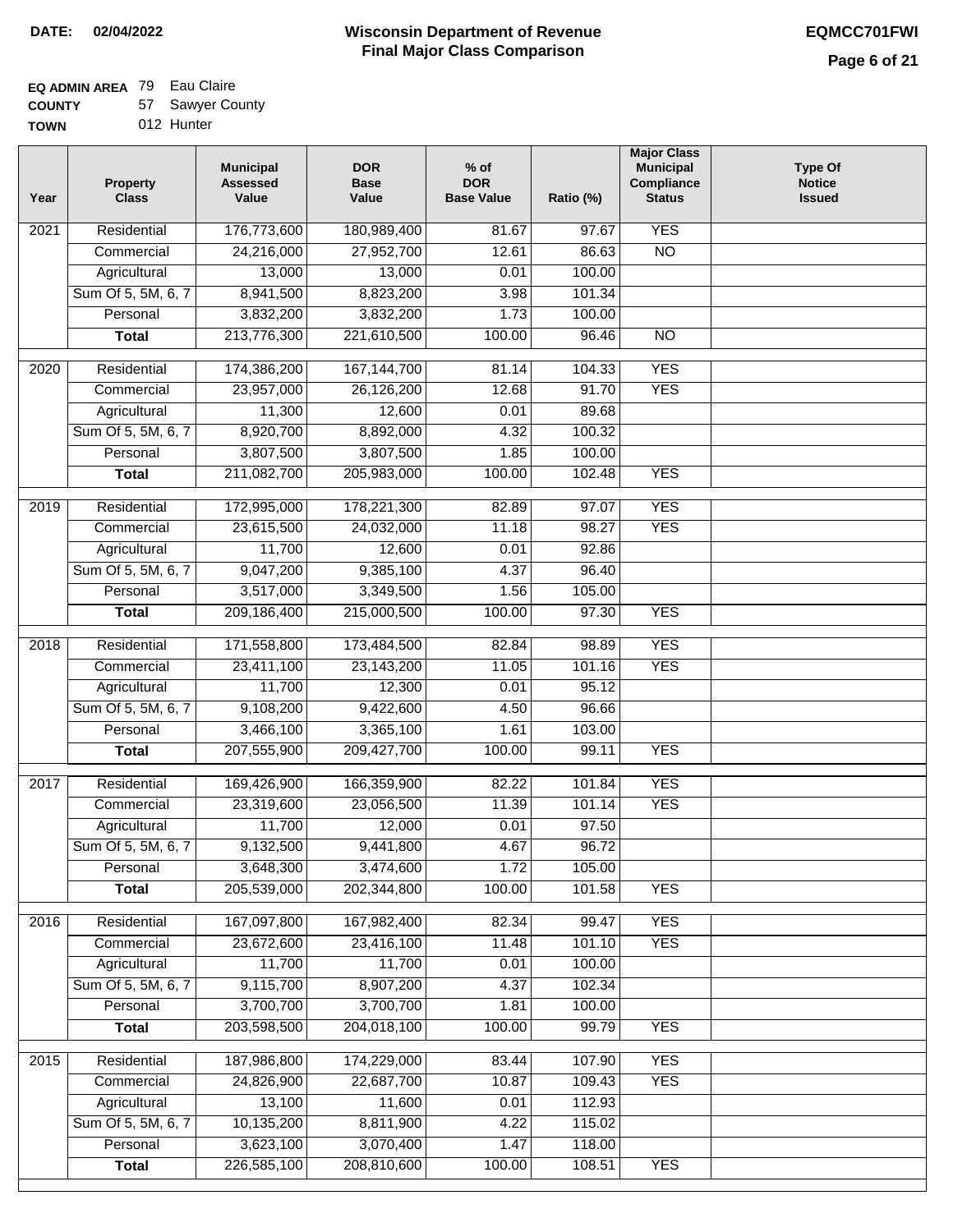**DATE:** 02/04/2022

# Wisconsin Department of Revenue
## Final Major Class Comparison

**EQMCC701FWI**

**EQ ADMIN AREA** 79 Eau Claire
**COUNTY** 57 Sawyer County
**TOWN** 012 Hunter

| Year | Property Class | Municipal Assessed Value | DOR Base Value | % of DOR Base Value | Ratio (%) | Major Class Municipal Compliance Status | Type Of Notice Issued |
|---|---|---|---|---|---|---|---|
| 2021 | Residential | 176,773,600 | 180,989,400 | 81.67 | 97.67 | YES | |
| | Commercial | 24,216,000 | 27,952,700 | 12.61 | 86.63 | NO | |
| | Agricultural | 13,000 | 13,000 | 0.01 | 100.00 | | |
| | Sum Of 5, 5M, 6, 7 | 8,941,500 | 8,823,200 | 3.98 | 101.34 | | |
| | Personal | 3,832,200 | 3,832,200 | 1.73 | 100.00 | | |
| | **Total** | 213,776,300 | 221,610,500 | 100.00 | 96.46 | NO | |
| 2020 | Residential | 174,386,200 | 167,144,700 | 81.14 | 104.33 | YES | |
| | Commercial | 23,957,000 | 26,126,200 | 12.68 | 91.70 | YES | |
| | Agricultural | 11,300 | 12,600 | 0.01 | 89.68 | | |
| | Sum Of 5, 5M, 6, 7 | 8,920,700 | 8,892,000 | 4.32 | 100.32 | | |
| | Personal | 3,807,500 | 3,807,500 | 1.85 | 100.00 | | |
| | **Total** | 211,082,700 | 205,983,000 | 100.00 | 102.48 | YES | |
| 2019 | Residential | 172,995,000 | 178,221,300 | 82.89 | 97.07 | YES | |
| | Commercial | 23,615,500 | 24,032,000 | 11.18 | 98.27 | YES | |
| | Agricultural | 11,700 | 12,600 | 0.01 | 92.86 | | |
| | Sum Of 5, 5M, 6, 7 | 9,047,200 | 9,385,100 | 4.37 | 96.40 | | |
| | Personal | 3,517,000 | 3,349,500 | 1.56 | 105.00 | | |
| | **Total** | 209,186,400 | 215,000,500 | 100.00 | 97.30 | YES | |
| 2018 | Residential | 171,558,800 | 173,484,500 | 82.84 | 98.89 | YES | |
| | Commercial | 23,411,100 | 23,143,200 | 11.05 | 101.16 | YES | |
| | Agricultural | 11,700 | 12,300 | 0.01 | 95.12 | | |
| | Sum Of 5, 5M, 6, 7 | 9,108,200 | 9,422,600 | 4.50 | 96.66 | | |
| | Personal | 3,466,100 | 3,365,100 | 1.61 | 103.00 | | |
| | **Total** | 207,555,900 | 209,427,700 | 100.00 | 99.11 | YES | |
| 2017 | Residential | 169,426,900 | 166,359,900 | 82.22 | 101.84 | YES | |
| | Commercial | 23,319,600 | 23,056,500 | 11.39 | 101.14 | YES | |
| | Agricultural | 11,700 | 12,000 | 0.01 | 97.50 | | |
| | Sum Of 5, 5M, 6, 7 | 9,132,500 | 9,441,800 | 4.67 | 96.72 | | |
| | Personal | 3,648,300 | 3,474,600 | 1.72 | 105.00 | | |
| | **Total** | 205,539,000 | 202,344,800 | 100.00 | 101.58 | YES | |
| 2016 | Residential | 167,097,800 | 167,982,400 | 82.34 | 99.47 | YES | |
| | Commercial | 23,672,600 | 23,416,100 | 11.48 | 101.10 | YES | |
| | Agricultural | 11,700 | 11,700 | 0.01 | 100.00 | | |
| | Sum Of 5, 5M, 6, 7 | 9,115,700 | 8,907,200 | 4.37 | 102.34 | | |
| | Personal | 3,700,700 | 3,700,700 | 1.81 | 100.00 | | |
| | **Total** | 203,598,500 | 204,018,100 | 100.00 | 99.79 | YES | |
| 2015 | Residential | 187,986,800 | 174,229,000 | 83.44 | 107.90 | YES | |
| | Commercial | 24,826,900 | 22,687,700 | 10.87 | 109.43 | YES | |
| | Agricultural | 13,100 | 11,600 | 0.01 | 112.93 | | |
| | Sum Of 5, 5M, 6, 7 | 10,135,200 | 8,811,900 | 4.22 | 115.02 | | |
| | Personal | 3,623,100 | 3,070,400 | 1.47 | 118.00 | | |
| | **Total** | 226,585,100 | 208,810,600 | 100.00 | 108.51 | YES | |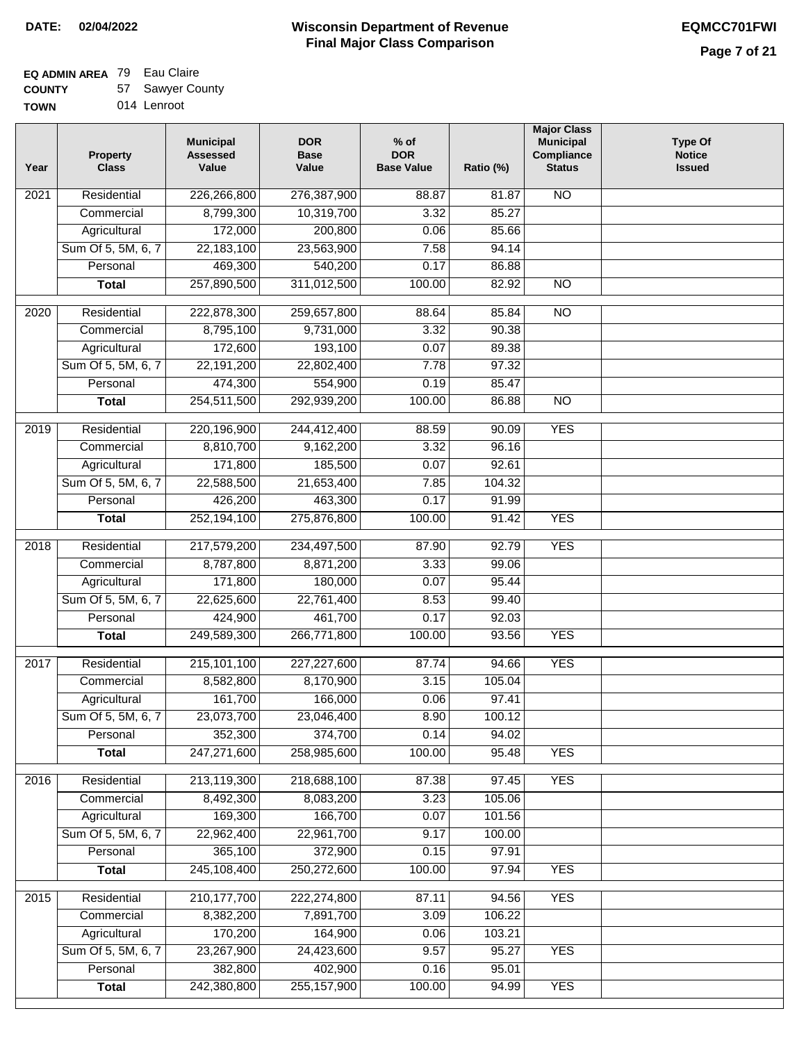**DATE:** 02/04/2022

# Wisconsin Department of Revenue
## Final Major Class Comparison

**EQMCC701FWI**

**EQ ADMIN AREA** 79 Eau Claire
**COUNTY** 57 Sawyer County
**TOWN** 014 Lenroot

| Year | Property Class | Municipal Assessed Value | DOR Base Value | % of DOR Base Value | Ratio (%) | Major Class Municipal Compliance Status | Type Of Notice Issued |
|---|---|---|---|---|---|---|---|
| 2021 | Residential | 226,266,800 | 276,387,900 | 88.87 | 81.87 | NO | |
| | Commercial | 8,799,300 | 10,319,700 | 3.32 | 85.27 | | |
| | Agricultural | 172,000 | 200,800 | 0.06 | 85.66 | | |
| | Sum Of 5, 5M, 6, 7 | 22,183,100 | 23,563,900 | 7.58 | 94.14 | | |
| | Personal | 469,300 | 540,200 | 0.17 | 86.88 | | |
| | **Total** | 257,890,500 | 311,012,500 | 100.00 | 82.92 | NO | |
| 2020 | Residential | 222,878,300 | 259,657,800 | 88.64 | 85.84 | NO | |
| | Commercial | 8,795,100 | 9,731,000 | 3.32 | 90.38 | | |
| | Agricultural | 172,600 | 193,100 | 0.07 | 89.38 | | |
| | Sum Of 5, 5M, 6, 7 | 22,191,200 | 22,802,400 | 7.78 | 97.32 | | |
| | Personal | 474,300 | 554,900 | 0.19 | 85.47 | | |
| | **Total** | 254,511,500 | 292,939,200 | 100.00 | 86.88 | NO | |
| 2019 | Residential | 220,196,900 | 244,412,400 | 88.59 | 90.09 | YES | |
| | Commercial | 8,810,700 | 9,162,200 | 3.32 | 96.16 | | |
| | Agricultural | 171,800 | 185,500 | 0.07 | 92.61 | | |
| | Sum Of 5, 5M, 6, 7 | 22,588,500 | 21,653,400 | 7.85 | 104.32 | | |
| | Personal | 426,200 | 463,300 | 0.17 | 91.99 | | |
| | **Total** | 252,194,100 | 275,876,800 | 100.00 | 91.42 | YES | |
| 2018 | Residential | 217,579,200 | 234,497,500 | 87.90 | 92.79 | YES | |
| | Commercial | 8,787,800 | 8,871,200 | 3.33 | 99.06 | | |
| | Agricultural | 171,800 | 180,000 | 0.07 | 95.44 | | |
| | Sum Of 5, 5M, 6, 7 | 22,625,600 | 22,761,400 | 8.53 | 99.40 | | |
| | Personal | 424,900 | 461,700 | 0.17 | 92.03 | | |
| | **Total** | 249,589,300 | 266,771,800 | 100.00 | 93.56 | YES | |
| 2017 | Residential | 215,101,100 | 227,227,600 | 87.74 | 94.66 | YES | |
| | Commercial | 8,582,800 | 8,170,900 | 3.15 | 105.04 | | |
| | Agricultural | 161,700 | 166,000 | 0.06 | 97.41 | | |
| | Sum Of 5, 5M, 6, 7 | 23,073,700 | 23,046,400 | 8.90 | 100.12 | | |
| | Personal | 352,300 | 374,700 | 0.14 | 94.02 | | |
| | **Total** | 247,271,600 | 258,985,600 | 100.00 | 95.48 | YES | |
| 2016 | Residential | 213,119,300 | 218,688,100 | 87.38 | 97.45 | YES | |
| | Commercial | 8,492,300 | 8,083,200 | 3.23 | 105.06 | | |
| | Agricultural | 169,300 | 166,700 | 0.07 | 101.56 | | |
| | Sum Of 5, 5M, 6, 7 | 22,962,400 | 22,961,700 | 9.17 | 100.00 | | |
| | Personal | 365,100 | 372,900 | 0.15 | 97.91 | | |
| | **Total** | 245,108,400 | 250,272,600 | 100.00 | 97.94 | YES | |
| 2015 | Residential | 210,177,700 | 222,274,800 | 87.11 | 94.56 | YES | |
| | Commercial | 8,382,200 | 7,891,700 | 3.09 | 106.22 | | |
| | Agricultural | 170,200 | 164,900 | 0.06 | 103.21 | | |
| | Sum Of 5, 5M, 6, 7 | 23,267,900 | 24,423,600 | 9.57 | 95.27 | YES | |
| | Personal | 382,800 | 402,900 | 0.16 | 95.01 | | |
| | **Total** | 242,380,800 | 255,157,900 | 100.00 | 94.99 | YES | |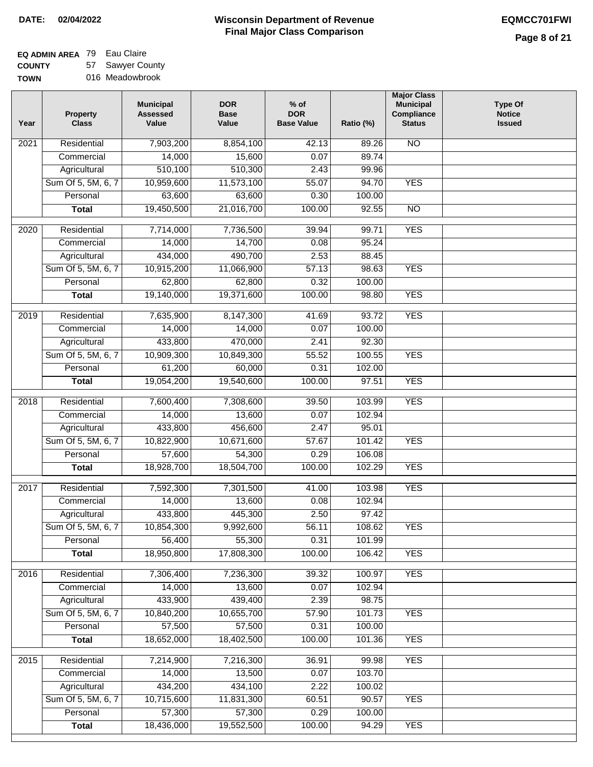**DATE:** 02/04/2022

# Wisconsin Department of Revenue
## Final Major Class Comparison

**EQMCC701FWI**

**EQ ADMIN AREA** 79 Eau Claire
**COUNTY** 57 Sawyer County
**TOWN** 016 Meadowbrook

| Year | Property Class | Municipal Assessed Value | DOR Base Value | % of DOR Base Value | Ratio (%) | Major Class Municipal Compliance Status | Type Of Notice Issued |
|---|---|---|---|---|---|---|---|
| 2021 | Residential | 7,903,200 | 8,854,100 | 42.13 | 89.26 | NO | |
| | Commercial | 14,000 | 15,600 | 0.07 | 89.74 | | |
| | Agricultural | 510,100 | 510,300 | 2.43 | 99.96 | | |
| | Sum Of 5, 5M, 6, 7 | 10,959,600 | 11,573,100 | 55.07 | 94.70 | YES | |
| | Personal | 63,600 | 63,600 | 0.30 | 100.00 | | |
| | **Total** | 19,450,500 | 21,016,700 | 100.00 | 92.55 | NO | |
| 2020 | Residential | 7,714,000 | 7,736,500 | 39.94 | 99.71 | YES | |
| | Commercial | 14,000 | 14,700 | 0.08 | 95.24 | | |
| | Agricultural | 434,000 | 490,700 | 2.53 | 88.45 | | |
| | Sum Of 5, 5M, 6, 7 | 10,915,200 | 11,066,900 | 57.13 | 98.63 | YES | |
| | Personal | 62,800 | 62,800 | 0.32 | 100.00 | | |
| | **Total** | 19,140,000 | 19,371,600 | 100.00 | 98.80 | YES | |
| 2019 | Residential | 7,635,900 | 8,147,300 | 41.69 | 93.72 | YES | |
| | Commercial | 14,000 | 14,000 | 0.07 | 100.00 | | |
| | Agricultural | 433,800 | 470,000 | 2.41 | 92.30 | | |
| | Sum Of 5, 5M, 6, 7 | 10,909,300 | 10,849,300 | 55.52 | 100.55 | YES | |
| | Personal | 61,200 | 60,000 | 0.31 | 102.00 | | |
| | **Total** | 19,054,200 | 19,540,600 | 100.00 | 97.51 | YES | |
| 2018 | Residential | 7,600,400 | 7,308,600 | 39.50 | 103.99 | YES | |
| | Commercial | 14,000 | 13,600 | 0.07 | 102.94 | | |
| | Agricultural | 433,800 | 456,600 | 2.47 | 95.01 | | |
| | Sum Of 5, 5M, 6, 7 | 10,822,900 | 10,671,600 | 57.67 | 101.42 | YES | |
| | Personal | 57,600 | 54,300 | 0.29 | 106.08 | | |
| | **Total** | 18,928,700 | 18,504,700 | 100.00 | 102.29 | YES | |
| 2017 | Residential | 7,592,300 | 7,301,500 | 41.00 | 103.98 | YES | |
| | Commercial | 14,000 | 13,600 | 0.08 | 102.94 | | |
| | Agricultural | 433,800 | 445,300 | 2.50 | 97.42 | | |
| | Sum Of 5, 5M, 6, 7 | 10,854,300 | 9,992,600 | 56.11 | 108.62 | YES | |
| | Personal | 56,400 | 55,300 | 0.31 | 101.99 | | |
| | **Total** | 18,950,800 | 17,808,300 | 100.00 | 106.42 | YES | |
| 2016 | Residential | 7,306,400 | 7,236,300 | 39.32 | 100.97 | YES | |
| | Commercial | 14,000 | 13,600 | 0.07 | 102.94 | | |
| | Agricultural | 433,900 | 439,400 | 2.39 | 98.75 | | |
| | Sum Of 5, 5M, 6, 7 | 10,840,200 | 10,655,700 | 57.90 | 101.73 | YES | |
| | Personal | 57,500 | 57,500 | 0.31 | 100.00 | | |
| | **Total** | 18,652,000 | 18,402,500 | 100.00 | 101.36 | YES | |
| 2015 | Residential | 7,214,900 | 7,216,300 | 36.91 | 99.98 | YES | |
| | Commercial | 14,000 | 13,500 | 0.07 | 103.70 | | |
| | Agricultural | 434,200 | 434,100 | 2.22 | 100.02 | | |
| | Sum Of 5, 5M, 6, 7 | 10,715,600 | 11,831,300 | 60.51 | 90.57 | YES | |
| | Personal | 57,300 | 57,300 | 0.29 | 100.00 | | |
| | **Total** | 18,436,000 | 19,552,500 | 100.00 | 94.29 | YES | |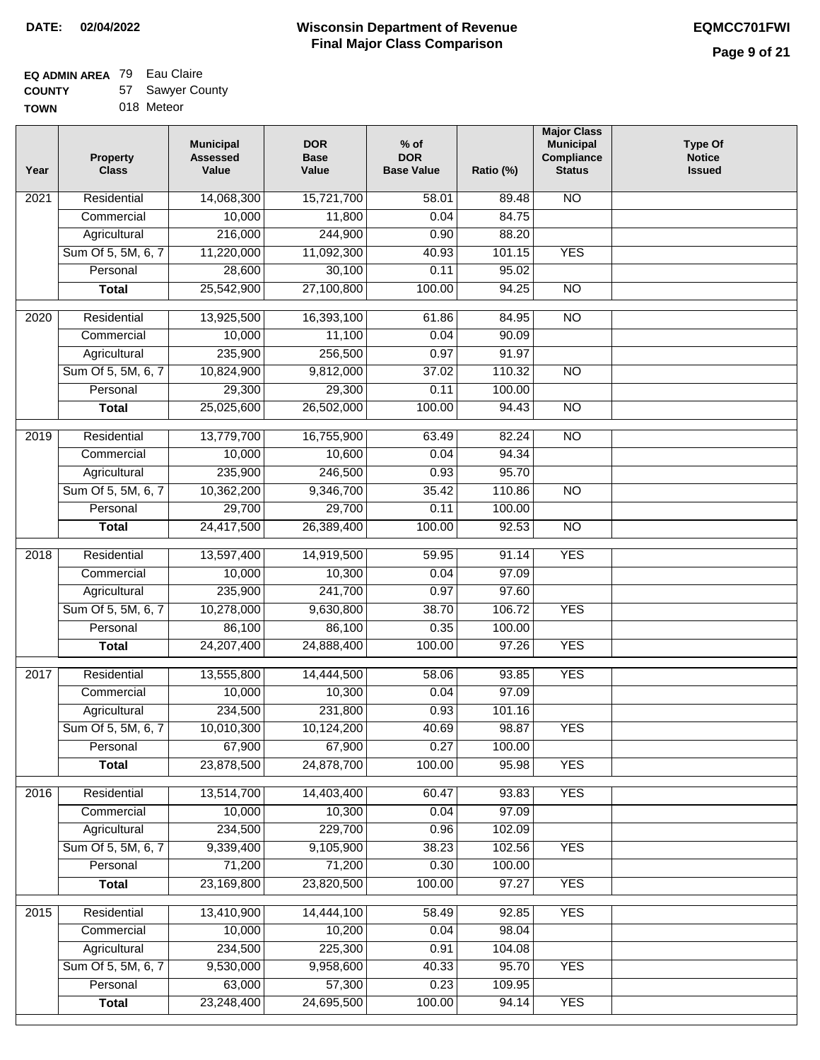**DATE: 02/04/2022**

# Wisconsin Department of Revenue
## Final Major Class Comparison

**EQMCC701FWI**

**EQ ADMIN AREA** 79 Eau Claire
**COUNTY** 57 Sawyer County
**TOWN** 018 Meteor

| Year | Property Class | Municipal Assessed Value | DOR Base Value | % of DOR Base Value | Ratio (%) | Major Class Municipal Compliance Status | Type Of Notice Issued |
|---|---|---|---|---|---|---|---|
| 2021 | Residential | 14,068,300 | 15,721,700 | 58.01 | 89.48 | NO | |
| | Commercial | 10,000 | 11,800 | 0.04 | 84.75 | | |
| | Agricultural | 216,000 | 244,900 | 0.90 | 88.20 | | |
| | Sum Of 5, 5M, 6, 7 | 11,220,000 | 11,092,300 | 40.93 | 101.15 | YES | |
| | Personal | 28,600 | 30,100 | 0.11 | 95.02 | | |
| | **Total** | 25,542,900 | 27,100,800 | 100.00 | 94.25 | NO | |
| 2020 | Residential | 13,925,500 | 16,393,100 | 61.86 | 84.95 | NO | |
| | Commercial | 10,000 | 11,100 | 0.04 | 90.09 | | |
| | Agricultural | 235,900 | 256,500 | 0.97 | 91.97 | | |
| | Sum Of 5, 5M, 6, 7 | 10,824,900 | 9,812,000 | 37.02 | 110.32 | NO | |
| | Personal | 29,300 | 29,300 | 0.11 | 100.00 | | |
| | **Total** | 25,025,600 | 26,502,000 | 100.00 | 94.43 | NO | |
| 2019 | Residential | 13,779,700 | 16,755,900 | 63.49 | 82.24 | NO | |
| | Commercial | 10,000 | 10,600 | 0.04 | 94.34 | | |
| | Agricultural | 235,900 | 246,500 | 0.93 | 95.70 | | |
| | Sum Of 5, 5M, 6, 7 | 10,362,200 | 9,346,700 | 35.42 | 110.86 | NO | |
| | Personal | 29,700 | 29,700 | 0.11 | 100.00 | | |
| | **Total** | 24,417,500 | 26,389,400 | 100.00 | 92.53 | NO | |
| 2018 | Residential | 13,597,400 | 14,919,500 | 59.95 | 91.14 | YES | |
| | Commercial | 10,000 | 10,300 | 0.04 | 97.09 | | |
| | Agricultural | 235,900 | 241,700 | 0.97 | 97.60 | | |
| | Sum Of 5, 5M, 6, 7 | 10,278,000 | 9,630,800 | 38.70 | 106.72 | YES | |
| | Personal | 86,100 | 86,100 | 0.35 | 100.00 | | |
| | **Total** | 24,207,400 | 24,888,400 | 100.00 | 97.26 | YES | |
| 2017 | Residential | 13,555,800 | 14,444,500 | 58.06 | 93.85 | YES | |
| | Commercial | 10,000 | 10,300 | 0.04 | 97.09 | | |
| | Agricultural | 234,500 | 231,800 | 0.93 | 101.16 | | |
| | Sum Of 5, 5M, 6, 7 | 10,010,300 | 10,124,200 | 40.69 | 98.87 | YES | |
| | Personal | 67,900 | 67,900 | 0.27 | 100.00 | | |
| | **Total** | 23,878,500 | 24,878,700 | 100.00 | 95.98 | YES | |
| 2016 | Residential | 13,514,700 | 14,403,400 | 60.47 | 93.83 | YES | |
| | Commercial | 10,000 | 10,300 | 0.04 | 97.09 | | |
| | Agricultural | 234,500 | 229,700 | 0.96 | 102.09 | | |
| | Sum Of 5, 5M, 6, 7 | 9,339,400 | 9,105,900 | 38.23 | 102.56 | YES | |
| | Personal | 71,200 | 71,200 | 0.30 | 100.00 | | |
| | **Total** | 23,169,800 | 23,820,500 | 100.00 | 97.27 | YES | |
| 2015 | Residential | 13,410,900 | 14,444,100 | 58.49 | 92.85 | YES | |
| | Commercial | 10,000 | 10,200 | 0.04 | 98.04 | | |
| | Agricultural | 234,500 | 225,300 | 0.91 | 104.08 | | |
| | Sum Of 5, 5M, 6, 7 | 9,530,000 | 9,958,600 | 40.33 | 95.70 | YES | |
| | Personal | 63,000 | 57,300 | 0.23 | 109.95 | | |
| | **Total** | 23,248,400 | 24,695,500 | 100.00 | 94.14 | YES | |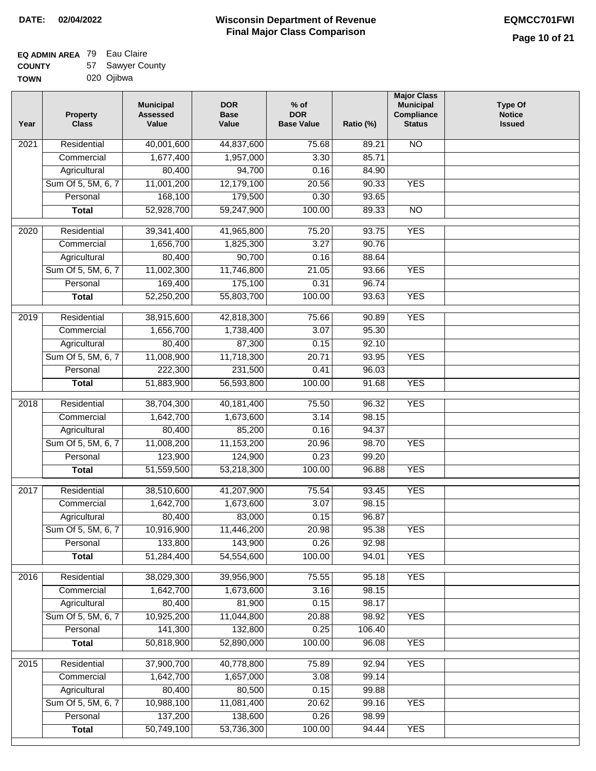**DATE:** 02/04/2022

# Wisconsin Department of Revenue
## Final Major Class Comparison

**EQMCC701FWI**

**EQ ADMIN AREA** 79 Eau Claire
**COUNTY** 57 Sawyer County
**TOWN** 020 Ojibwa

| Year | Property Class | Municipal Assessed Value | DOR Base Value | % of DOR Base Value | Ratio (%) | Major Class Municipal Compliance Status | Type Of Notice Issued |
|---|---|---|---|---|---|---|---|
| 2021 | Residential | 40,001,600 | 44,837,600 | 75.68 | 89.21 | NO | |
| | Commercial | 1,677,400 | 1,957,000 | 3.30 | 85.71 | | |
| | Agricultural | 80,400 | 94,700 | 0.16 | 84.90 | | |
| | Sum Of 5, 5M, 6, 7 | 11,001,200 | 12,179,100 | 20.56 | 90.33 | YES | |
| | Personal | 168,100 | 179,500 | 0.30 | 93.65 | | |
| | **Total** | 52,928,700 | 59,247,900 | 100.00 | 89.33 | NO | |
| 2020 | Residential | 39,341,400 | 41,965,800 | 75.20 | 93.75 | YES | |
| | Commercial | 1,656,700 | 1,825,300 | 3.27 | 90.76 | | |
| | Agricultural | 80,400 | 90,700 | 0.16 | 88.64 | | |
| | Sum Of 5, 5M, 6, 7 | 11,002,300 | 11,746,800 | 21.05 | 93.66 | YES | |
| | Personal | 169,400 | 175,100 | 0.31 | 96.74 | | |
| | **Total** | 52,250,200 | 55,803,700 | 100.00 | 93.63 | YES | |
| 2019 | Residential | 38,915,600 | 42,818,300 | 75.66 | 90.89 | YES | |
| | Commercial | 1,656,700 | 1,738,400 | 3.07 | 95.30 | | |
| | Agricultural | 80,400 | 87,300 | 0.15 | 92.10 | | |
| | Sum Of 5, 5M, 6, 7 | 11,008,900 | 11,718,300 | 20.71 | 93.95 | YES | |
| | Personal | 222,300 | 231,500 | 0.41 | 96.03 | | |
| | **Total** | 51,883,900 | 56,593,800 | 100.00 | 91.68 | YES | |
| 2018 | Residential | 38,704,300 | 40,181,400 | 75.50 | 96.32 | YES | |
| | Commercial | 1,642,700 | 1,673,600 | 3.14 | 98.15 | | |
| | Agricultural | 80,400 | 85,200 | 0.16 | 94.37 | | |
| | Sum Of 5, 5M, 6, 7 | 11,008,200 | 11,153,200 | 20.96 | 98.70 | YES | |
| | Personal | 123,900 | 124,900 | 0.23 | 99.20 | | |
| | **Total** | 51,559,500 | 53,218,300 | 100.00 | 96.88 | YES | |
| 2017 | Residential | 38,510,600 | 41,207,900 | 75.54 | 93.45 | YES | |
| | Commercial | 1,642,700 | 1,673,600 | 3.07 | 98.15 | | |
| | Agricultural | 80,400 | 83,000 | 0.15 | 96.87 | | |
| | Sum Of 5, 5M, 6, 7 | 10,916,900 | 11,446,200 | 20.98 | 95.38 | YES | |
| | Personal | 133,800 | 143,900 | 0.26 | 92.98 | | |
| | **Total** | 51,284,400 | 54,554,600 | 100.00 | 94.01 | YES | |
| 2016 | Residential | 38,029,300 | 39,956,900 | 75.55 | 95.18 | YES | |
| | Commercial | 1,642,700 | 1,673,600 | 3.16 | 98.15 | | |
| | Agricultural | 80,400 | 81,900 | 0.15 | 98.17 | | |
| | Sum Of 5, 5M, 6, 7 | 10,925,200 | 11,044,800 | 20.88 | 98.92 | YES | |
| | Personal | 141,300 | 132,800 | 0.25 | 106.40 | | |
| | **Total** | 50,818,900 | 52,890,000 | 100.00 | 96.08 | YES | |
| 2015 | Residential | 37,900,700 | 40,778,800 | 75.89 | 92.94 | YES | |
| | Commercial | 1,642,700 | 1,657,000 | 3.08 | 99.14 | | |
| | Agricultural | 80,400 | 80,500 | 0.15 | 99.88 | | |
| | Sum Of 5, 5M, 6, 7 | 10,988,100 | 11,081,400 | 20.62 | 99.16 | YES | |
| | Personal | 137,200 | 138,600 | 0.26 | 98.99 | | |
| | **Total** | 50,749,100 | 53,736,300 | 100.00 | 94.44 | YES | |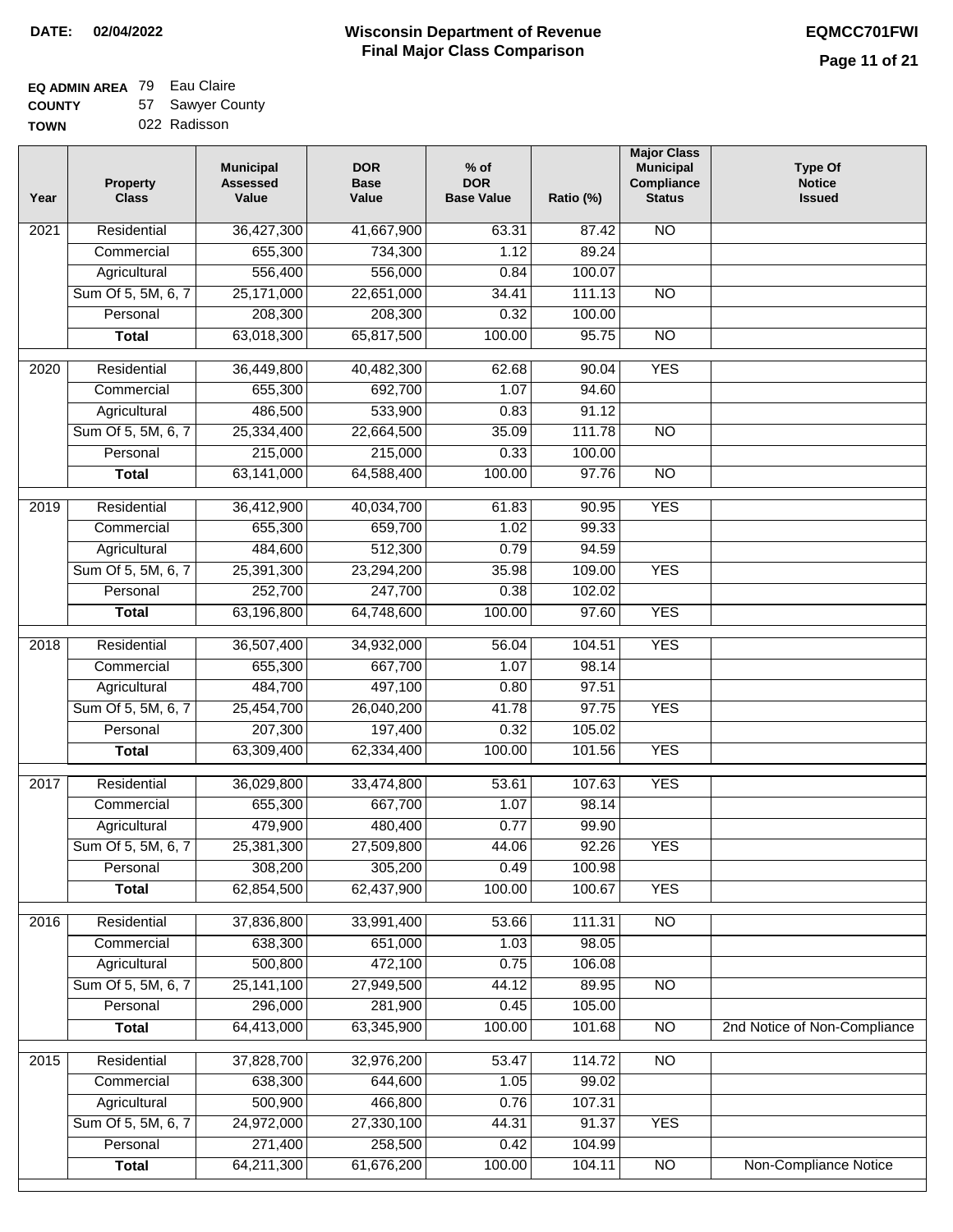**DATE: 02/04/2022**

# Wisconsin Department of Revenue
## Final Major Class Comparison

**EQMCC701FWI**

**EQ ADMIN AREA** 79 Eau Claire
**COUNTY** 57 Sawyer County
**TOWN** 022 Radisson

| Year | Property Class | Municipal Assessed Value | DOR Base Value | % of DOR Base Value | Ratio (%) | Major Class Municipal Compliance Status | Type Of Notice Issued |
|---|---|---|---|---|---|---|---|
| 2021 | Residential | 36,427,300 | 41,667,900 | 63.31 | 87.42 | NO | |
| | Commercial | 655,300 | 734,300 | 1.12 | 89.24 | | |
| | Agricultural | 556,400 | 556,000 | 0.84 | 100.07 | | |
| | Sum Of 5, 5M, 6, 7 | 25,171,000 | 22,651,000 | 34.41 | 111.13 | NO | |
| | Personal | 208,300 | 208,300 | 0.32 | 100.00 | | |
| | **Total** | 63,018,300 | 65,817,500 | 100.00 | 95.75 | NO | |
| 2020 | Residential | 36,449,800 | 40,482,300 | 62.68 | 90.04 | YES | |
| | Commercial | 655,300 | 692,700 | 1.07 | 94.60 | | |
| | Agricultural | 486,500 | 533,900 | 0.83 | 91.12 | | |
| | Sum Of 5, 5M, 6, 7 | 25,334,400 | 22,664,500 | 35.09 | 111.78 | NO | |
| | Personal | 215,000 | 215,000 | 0.33 | 100.00 | | |
| | **Total** | 63,141,000 | 64,588,400 | 100.00 | 97.76 | NO | |
| 2019 | Residential | 36,412,900 | 40,034,700 | 61.83 | 90.95 | YES | |
| | Commercial | 655,300 | 659,700 | 1.02 | 99.33 | | |
| | Agricultural | 484,600 | 512,300 | 0.79 | 94.59 | | |
| | Sum Of 5, 5M, 6, 7 | 25,391,300 | 23,294,200 | 35.98 | 109.00 | YES | |
| | Personal | 252,700 | 247,700 | 0.38 | 102.02 | | |
| | **Total** | 63,196,800 | 64,748,600 | 100.00 | 97.60 | YES | |
| 2018 | Residential | 36,507,400 | 34,932,000 | 56.04 | 104.51 | YES | |
| | Commercial | 655,300 | 667,700 | 1.07 | 98.14 | | |
| | Agricultural | 484,700 | 497,100 | 0.80 | 97.51 | | |
| | Sum Of 5, 5M, 6, 7 | 25,454,700 | 26,040,200 | 41.78 | 97.75 | YES | |
| | Personal | 207,300 | 197,400 | 0.32 | 105.02 | | |
| | **Total** | 63,309,400 | 62,334,400 | 100.00 | 101.56 | YES | |
| 2017 | Residential | 36,029,800 | 33,474,800 | 53.61 | 107.63 | YES | |
| | Commercial | 655,300 | 667,700 | 1.07 | 98.14 | | |
| | Agricultural | 479,900 | 480,400 | 0.77 | 99.90 | | |
| | Sum Of 5, 5M, 6, 7 | 25,381,300 | 27,509,800 | 44.06 | 92.26 | YES | |
| | Personal | 308,200 | 305,200 | 0.49 | 100.98 | | |
| | **Total** | 62,854,500 | 62,437,900 | 100.00 | 100.67 | YES | |
| 2016 | Residential | 37,836,800 | 33,991,400 | 53.66 | 111.31 | NO | |
| | Commercial | 638,300 | 651,000 | 1.03 | 98.05 | | |
| | Agricultural | 500,800 | 472,100 | 0.75 | 106.08 | | |
| | Sum Of 5, 5M, 6, 7 | 25,141,100 | 27,949,500 | 44.12 | 89.95 | NO | |
| | Personal | 296,000 | 281,900 | 0.45 | 105.00 | | |
| | **Total** | 64,413,000 | 63,345,900 | 100.00 | 101.68 | NO | 2nd Notice of Non-Compliance |
| 2015 | Residential | 37,828,700 | 32,976,200 | 53.47 | 114.72 | NO | |
| | Commercial | 638,300 | 644,600 | 1.05 | 99.02 | | |
| | Agricultural | 500,900 | 466,800 | 0.76 | 107.31 | | |
| | Sum Of 5, 5M, 6, 7 | 24,972,000 | 27,330,100 | 44.31 | 91.37 | YES | |
| | Personal | 271,400 | 258,500 | 0.42 | 104.99 | | |
| | **Total** | 64,211,300 | 61,676,200 | 100.00 | 104.11 | NO | Non-Compliance Notice |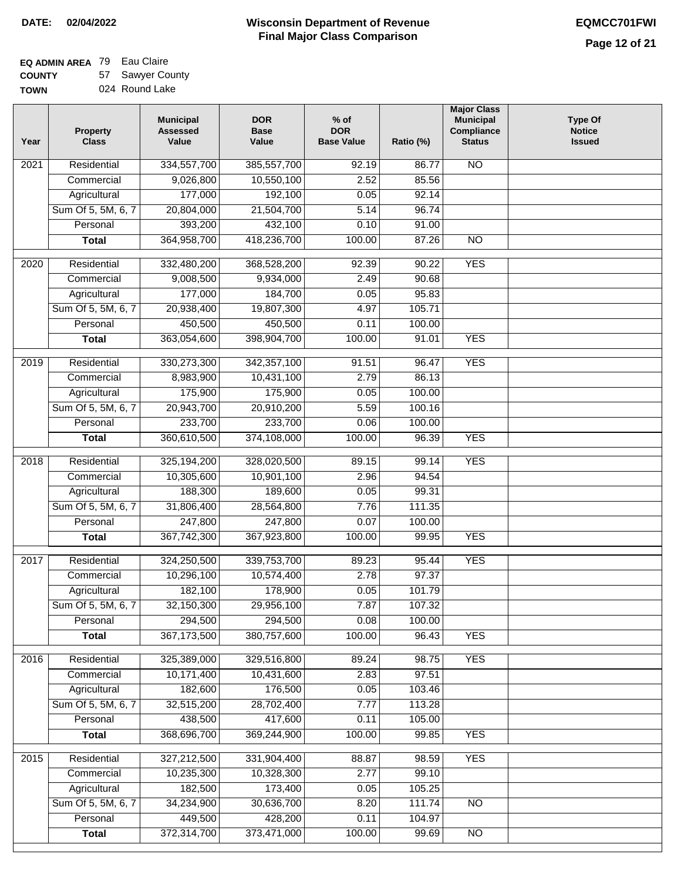**DATE: 02/04/2022**

# Wisconsin Department of Revenue
## Final Major Class Comparison

**EQMCC701FWI**

**EQ ADMIN AREA** 79 Eau Claire
**COUNTY** 57 Sawyer County
**TOWN** 024 Round Lake

| Year | Property Class | Municipal Assessed Value | DOR Base Value | % of DOR Base Value | Ratio (%) | Major Class Municipal Compliance Status | Type Of Notice Issued |
|---|---|---|---|---|---|---|---|
| 2021 | Residential | 334,557,700 | 385,557,700 | 92.19 | 86.77 | NO | |
| | Commercial | 9,026,800 | 10,550,100 | 2.52 | 85.56 | | |
| | Agricultural | 177,000 | 192,100 | 0.05 | 92.14 | | |
| | Sum Of 5, 5M, 6, 7 | 20,804,000 | 21,504,700 | 5.14 | 96.74 | | |
| | Personal | 393,200 | 432,100 | 0.10 | 91.00 | | |
| | **Total** | 364,958,700 | 418,236,700 | 100.00 | 87.26 | NO | |
| 2020 | Residential | 332,480,200 | 368,528,200 | 92.39 | 90.22 | YES | |
| | Commercial | 9,008,500 | 9,934,000 | 2.49 | 90.68 | | |
| | Agricultural | 177,000 | 184,700 | 0.05 | 95.83 | | |
| | Sum Of 5, 5M, 6, 7 | 20,938,400 | 19,807,300 | 4.97 | 105.71 | | |
| | Personal | 450,500 | 450,500 | 0.11 | 100.00 | | |
| | **Total** | 363,054,600 | 398,904,700 | 100.00 | 91.01 | YES | |
| 2019 | Residential | 330,273,300 | 342,357,100 | 91.51 | 96.47 | YES | |
| | Commercial | 8,983,900 | 10,431,100 | 2.79 | 86.13 | | |
| | Agricultural | 175,900 | 175,900 | 0.05 | 100.00 | | |
| | Sum Of 5, 5M, 6, 7 | 20,943,700 | 20,910,200 | 5.59 | 100.16 | | |
| | Personal | 233,700 | 233,700 | 0.06 | 100.00 | | |
| | **Total** | 360,610,500 | 374,108,000 | 100.00 | 96.39 | YES | |
| 2018 | Residential | 325,194,200 | 328,020,500 | 89.15 | 99.14 | YES | |
| | Commercial | 10,305,600 | 10,901,100 | 2.96 | 94.54 | | |
| | Agricultural | 188,300 | 189,600 | 0.05 | 99.31 | | |
| | Sum Of 5, 5M, 6, 7 | 31,806,400 | 28,564,800 | 7.76 | 111.35 | | |
| | Personal | 247,800 | 247,800 | 0.07 | 100.00 | | |
| | **Total** | 367,742,300 | 367,923,800 | 100.00 | 99.95 | YES | |
| 2017 | Residential | 324,250,500 | 339,753,700 | 89.23 | 95.44 | YES | |
| | Commercial | 10,296,100 | 10,574,400 | 2.78 | 97.37 | | |
| | Agricultural | 182,100 | 178,900 | 0.05 | 101.79 | | |
| | Sum Of 5, 5M, 6, 7 | 32,150,300 | 29,956,100 | 7.87 | 107.32 | | |
| | Personal | 294,500 | 294,500 | 0.08 | 100.00 | | |
| | **Total** | 367,173,500 | 380,757,600 | 100.00 | 96.43 | YES | |
| 2016 | Residential | 325,389,000 | 329,516,800 | 89.24 | 98.75 | YES | |
| | Commercial | 10,171,400 | 10,431,600 | 2.83 | 97.51 | | |
| | Agricultural | 182,600 | 176,500 | 0.05 | 103.46 | | |
| | Sum Of 5, 5M, 6, 7 | 32,515,200 | 28,702,400 | 7.77 | 113.28 | | |
| | Personal | 438,500 | 417,600 | 0.11 | 105.00 | | |
| | **Total** | 368,696,700 | 369,244,900 | 100.00 | 99.85 | YES | |
| 2015 | Residential | 327,212,500 | 331,904,400 | 88.87 | 98.59 | YES | |
| | Commercial | 10,235,300 | 10,328,300 | 2.77 | 99.10 | | |
| | Agricultural | 182,500 | 173,400 | 0.05 | 105.25 | | |
| | Sum Of 5, 5M, 6, 7 | 34,234,900 | 30,636,700 | 8.20 | 111.74 | NO | |
| | Personal | 449,500 | 428,200 | 0.11 | 104.97 | | |
| | **Total** | 372,314,700 | 373,471,000 | 100.00 | 99.69 | NO | |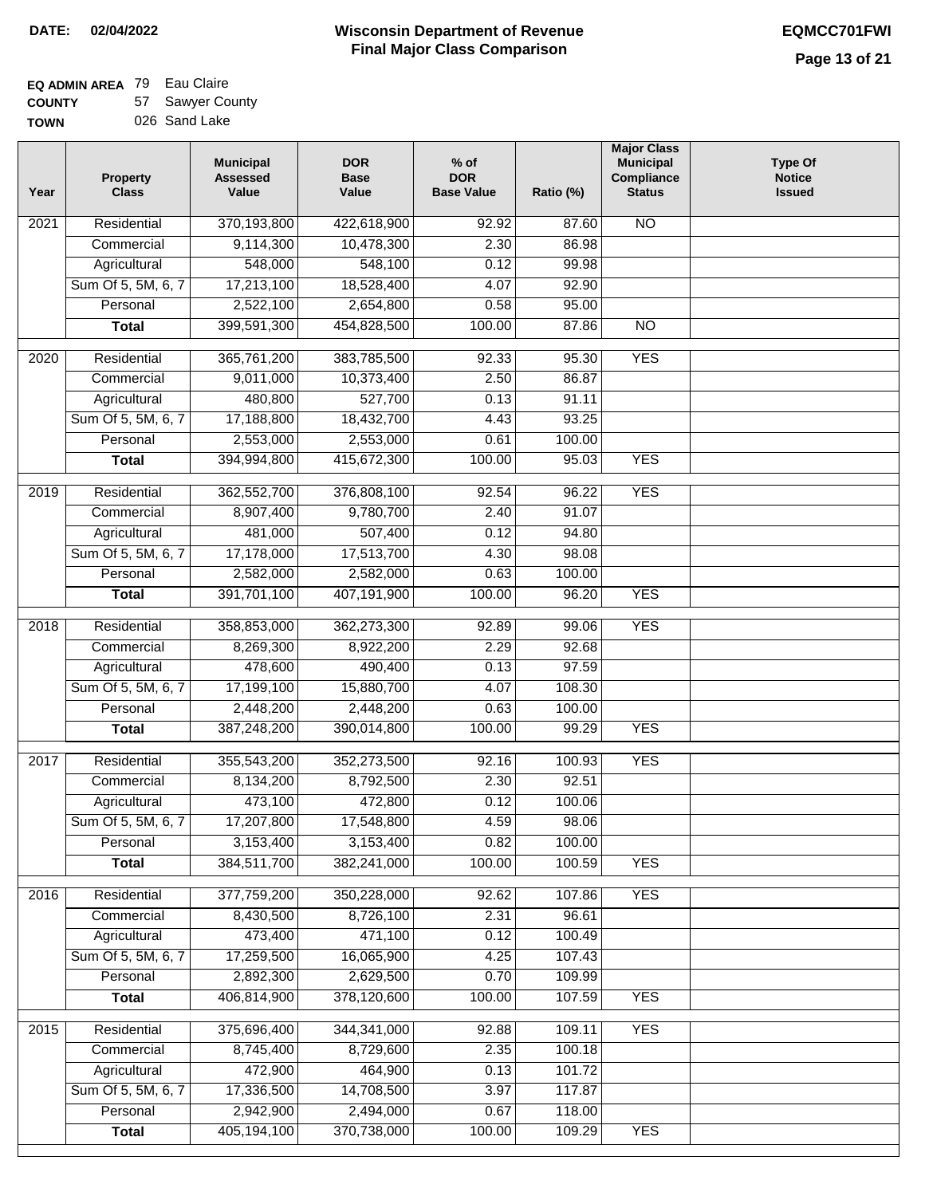**DATE: 02/04/2022**

# Wisconsin Department of Revenue
## Final Major Class Comparison

**EQMCC701FWI**

**EQ ADMIN AREA** 79 Eau Claire
**COUNTY** 57 Sawyer County
**TOWN** 026 Sand Lake

| Year | Property Class | Municipal Assessed Value | DOR Base Value | % of DOR Base Value | Ratio (%) | Major Class Municipal Compliance Status | Type Of Notice Issued |
|---|---|---|---|---|---|---|---|
| 2021 | Residential | 370,193,800 | 422,618,900 | 92.92 | 87.60 | NO | |
| | Commercial | 9,114,300 | 10,478,300 | 2.30 | 86.98 | | |
| | Agricultural | 548,000 | 548,100 | 0.12 | 99.98 | | |
| | Sum Of 5, 5M, 6, 7 | 17,213,100 | 18,528,400 | 4.07 | 92.90 | | |
| | Personal | 2,522,100 | 2,654,800 | 0.58 | 95.00 | | |
| | **Total** | 399,591,300 | 454,828,500 | 100.00 | 87.86 | NO | |
| 2020 | Residential | 365,761,200 | 383,785,500 | 92.33 | 95.30 | YES | |
| | Commercial | 9,011,000 | 10,373,400 | 2.50 | 86.87 | | |
| | Agricultural | 480,800 | 527,700 | 0.13 | 91.11 | | |
| | Sum Of 5, 5M, 6, 7 | 17,188,800 | 18,432,700 | 4.43 | 93.25 | | |
| | Personal | 2,553,000 | 2,553,000 | 0.61 | 100.00 | | |
| | **Total** | 394,994,800 | 415,672,300 | 100.00 | 95.03 | YES | |
| 2019 | Residential | 362,552,700 | 376,808,100 | 92.54 | 96.22 | YES | |
| | Commercial | 8,907,400 | 9,780,700 | 2.40 | 91.07 | | |
| | Agricultural | 481,000 | 507,400 | 0.12 | 94.80 | | |
| | Sum Of 5, 5M, 6, 7 | 17,178,000 | 17,513,700 | 4.30 | 98.08 | | |
| | Personal | 2,582,000 | 2,582,000 | 0.63 | 100.00 | | |
| | **Total** | 391,701,100 | 407,191,900 | 100.00 | 96.20 | YES | |
| 2018 | Residential | 358,853,000 | 362,273,300 | 92.89 | 99.06 | YES | |
| | Commercial | 8,269,300 | 8,922,200 | 2.29 | 92.68 | | |
| | Agricultural | 478,600 | 490,400 | 0.13 | 97.59 | | |
| | Sum Of 5, 5M, 6, 7 | 17,199,100 | 15,880,700 | 4.07 | 108.30 | | |
| | Personal | 2,448,200 | 2,448,200 | 0.63 | 100.00 | | |
| | **Total** | 387,248,200 | 390,014,800 | 100.00 | 99.29 | YES | |
| 2017 | Residential | 355,543,200 | 352,273,500 | 92.16 | 100.93 | YES | |
| | Commercial | 8,134,200 | 8,792,500 | 2.30 | 92.51 | | |
| | Agricultural | 473,100 | 472,800 | 0.12 | 100.06 | | |
| | Sum Of 5, 5M, 6, 7 | 17,207,800 | 17,548,800 | 4.59 | 98.06 | | |
| | Personal | 3,153,400 | 3,153,400 | 0.82 | 100.00 | | |
| | **Total** | 384,511,700 | 382,241,000 | 100.00 | 100.59 | YES | |
| 2016 | Residential | 377,759,200 | 350,228,000 | 92.62 | 107.86 | YES | |
| | Commercial | 8,430,500 | 8,726,100 | 2.31 | 96.61 | | |
| | Agricultural | 473,400 | 471,100 | 0.12 | 100.49 | | |
| | Sum Of 5, 5M, 6, 7 | 17,259,500 | 16,065,900 | 4.25 | 107.43 | | |
| | Personal | 2,892,300 | 2,629,500 | 0.70 | 109.99 | | |
| | **Total** | 406,814,900 | 378,120,600 | 100.00 | 107.59 | YES | |
| 2015 | Residential | 375,696,400 | 344,341,000 | 92.88 | 109.11 | YES | |
| | Commercial | 8,745,400 | 8,729,600 | 2.35 | 100.18 | | |
| | Agricultural | 472,900 | 464,900 | 0.13 | 101.72 | | |
| | Sum Of 5, 5M, 6, 7 | 17,336,500 | 14,708,500 | 3.97 | 117.87 | | |
| | Personal | 2,942,900 | 2,494,000 | 0.67 | 118.00 | | |
| | **Total** | 405,194,100 | 370,738,000 | 100.00 | 109.29 | YES | |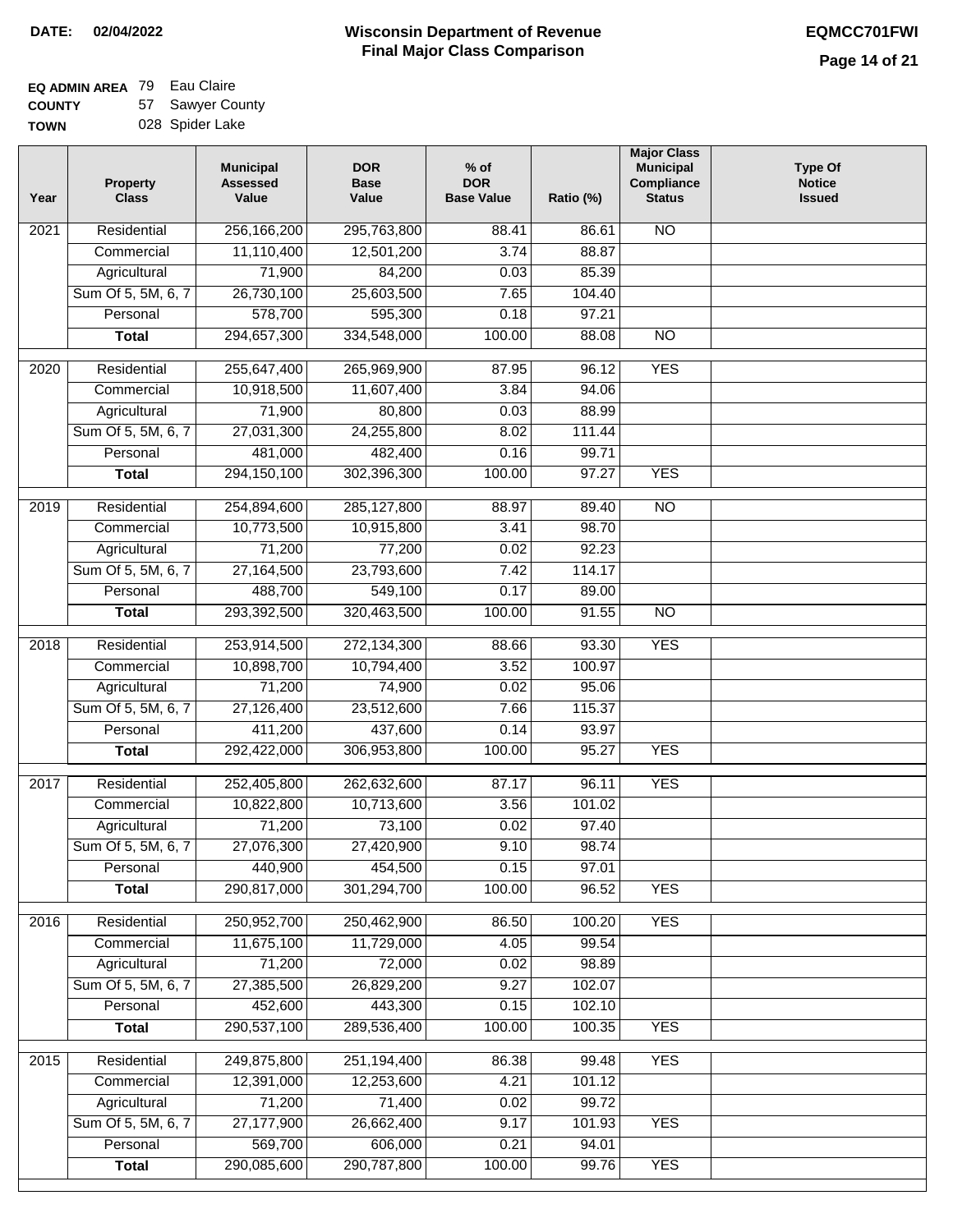**DATE: 02/04/2022**

# Wisconsin Department of Revenue
## Final Major Class Comparison

**EQMCC701FWI**

**EQ ADMIN AREA** 79 Eau Claire
**COUNTY** 57 Sawyer County
**TOWN** 028 Spider Lake

| Year | Property Class | Municipal Assessed Value | DOR Base Value | % of DOR Base Value | Ratio (%) | Major Class Municipal Compliance Status | Type Of Notice Issued |
|---|---|---|---|---|---|---|---|
| 2021 | Residential | 256,166,200 | 295,763,800 | 88.41 | 86.61 | NO | |
| | Commercial | 11,110,400 | 12,501,200 | 3.74 | 88.87 | | |
| | Agricultural | 71,900 | 84,200 | 0.03 | 85.39 | | |
| | Sum Of 5, 5M, 6, 7 | 26,730,100 | 25,603,500 | 7.65 | 104.40 | | |
| | Personal | 578,700 | 595,300 | 0.18 | 97.21 | | |
| | **Total** | 294,657,300 | 334,548,000 | 100.00 | 88.08 | NO | |
| 2020 | Residential | 255,647,400 | 265,969,900 | 87.95 | 96.12 | YES | |
| | Commercial | 10,918,500 | 11,607,400 | 3.84 | 94.06 | | |
| | Agricultural | 71,900 | 80,800 | 0.03 | 88.99 | | |
| | Sum Of 5, 5M, 6, 7 | 27,031,300 | 24,255,800 | 8.02 | 111.44 | | |
| | Personal | 481,000 | 482,400 | 0.16 | 99.71 | | |
| | **Total** | 294,150,100 | 302,396,300 | 100.00 | 97.27 | YES | |
| 2019 | Residential | 254,894,600 | 285,127,800 | 88.97 | 89.40 | NO | |
| | Commercial | 10,773,500 | 10,915,800 | 3.41 | 98.70 | | |
| | Agricultural | 71,200 | 77,200 | 0.02 | 92.23 | | |
| | Sum Of 5, 5M, 6, 7 | 27,164,500 | 23,793,600 | 7.42 | 114.17 | | |
| | Personal | 488,700 | 549,100 | 0.17 | 89.00 | | |
| | **Total** | 293,392,500 | 320,463,500 | 100.00 | 91.55 | NO | |
| 2018 | Residential | 253,914,500 | 272,134,300 | 88.66 | 93.30 | YES | |
| | Commercial | 10,898,700 | 10,794,400 | 3.52 | 100.97 | | |
| | Agricultural | 71,200 | 74,900 | 0.02 | 95.06 | | |
| | Sum Of 5, 5M, 6, 7 | 27,126,400 | 23,512,600 | 7.66 | 115.37 | | |
| | Personal | 411,200 | 437,600 | 0.14 | 93.97 | | |
| | **Total** | 292,422,000 | 306,953,800 | 100.00 | 95.27 | YES | |
| 2017 | Residential | 252,405,800 | 262,632,600 | 87.17 | 96.11 | YES | |
| | Commercial | 10,822,800 | 10,713,600 | 3.56 | 101.02 | | |
| | Agricultural | 71,200 | 73,100 | 0.02 | 97.40 | | |
| | Sum Of 5, 5M, 6, 7 | 27,076,300 | 27,420,900 | 9.10 | 98.74 | | |
| | Personal | 440,900 | 454,500 | 0.15 | 97.01 | | |
| | **Total** | 290,817,000 | 301,294,700 | 100.00 | 96.52 | YES | |
| 2016 | Residential | 250,952,700 | 250,462,900 | 86.50 | 100.20 | YES | |
| | Commercial | 11,675,100 | 11,729,000 | 4.05 | 99.54 | | |
| | Agricultural | 71,200 | 72,000 | 0.02 | 98.89 | | |
| | Sum Of 5, 5M, 6, 7 | 27,385,500 | 26,829,200 | 9.27 | 102.07 | | |
| | Personal | 452,600 | 443,300 | 0.15 | 102.10 | | |
| | **Total** | 290,537,100 | 289,536,400 | 100.00 | 100.35 | YES | |
| 2015 | Residential | 249,875,800 | 251,194,400 | 86.38 | 99.48 | YES | |
| | Commercial | 12,391,000 | 12,253,600 | 4.21 | 101.12 | | |
| | Agricultural | 71,200 | 71,400 | 0.02 | 99.72 | | |
| | Sum Of 5, 5M, 6, 7 | 27,177,900 | 26,662,400 | 9.17 | 101.93 | YES | |
| | Personal | 569,700 | 606,000 | 0.21 | 94.01 | | |
| | **Total** | 290,085,600 | 290,787,800 | 100.00 | 99.76 | YES | |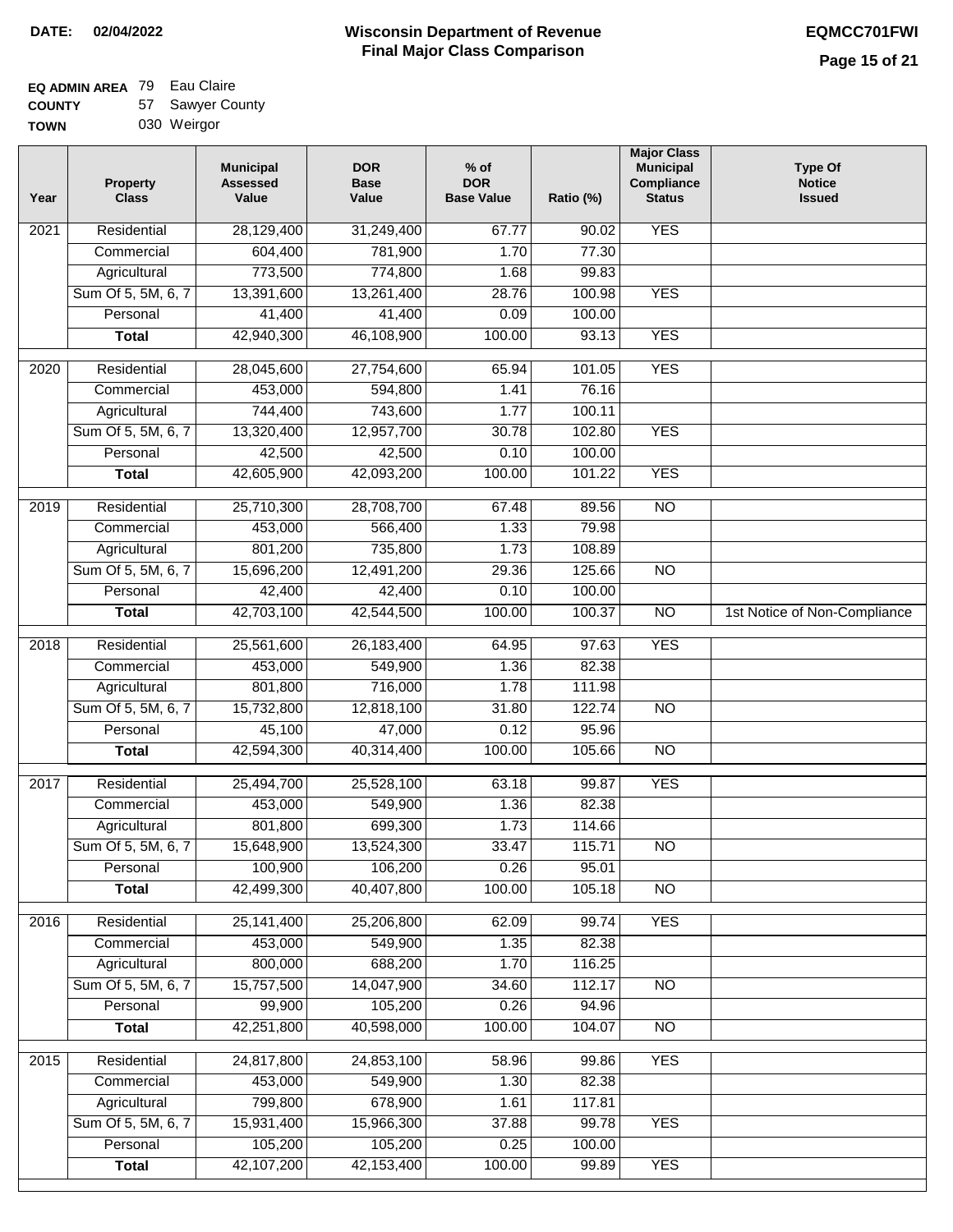**DATE: 02/04/2022**

# Wisconsin Department of Revenue
## Final Major Class Comparison

**EQMCC701FWI**

**EQ ADMIN AREA** 79 Eau Claire
**COUNTY** 57 Sawyer County
**TOWN** 030 Weirgor

| Year | Property Class | Municipal Assessed Value | DOR Base Value | % of DOR Base Value | Ratio (%) | Major Class Municipal Compliance Status | Type Of Notice Issued |
|---|---|---|---|---|---|---|---|
| 2021 | Residential | 28,129,400 | 31,249,400 | 67.77 | 90.02 | YES | |
| | Commercial | 604,400 | 781,900 | 1.70 | 77.30 | | |
| | Agricultural | 773,500 | 774,800 | 1.68 | 99.83 | | |
| | Sum Of 5, 5M, 6, 7 | 13,391,600 | 13,261,400 | 28.76 | 100.98 | YES | |
| | Personal | 41,400 | 41,400 | 0.09 | 100.00 | | |
| | **Total** | 42,940,300 | 46,108,900 | 100.00 | 93.13 | YES | |
| 2020 | Residential | 28,045,600 | 27,754,600 | 65.94 | 101.05 | YES | |
| | Commercial | 453,000 | 594,800 | 1.41 | 76.16 | | |
| | Agricultural | 744,400 | 743,600 | 1.77 | 100.11 | | |
| | Sum Of 5, 5M, 6, 7 | 13,320,400 | 12,957,700 | 30.78 | 102.80 | YES | |
| | Personal | 42,500 | 42,500 | 0.10 | 100.00 | | |
| | **Total** | 42,605,900 | 42,093,200 | 100.00 | 101.22 | YES | |
| 2019 | Residential | 25,710,300 | 28,708,700 | 67.48 | 89.56 | NO | |
| | Commercial | 453,000 | 566,400 | 1.33 | 79.98 | | |
| | Agricultural | 801,200 | 735,800 | 1.73 | 108.89 | | |
| | Sum Of 5, 5M, 6, 7 | 15,696,200 | 12,491,200 | 29.36 | 125.66 | NO | |
| | Personal | 42,400 | 42,400 | 0.10 | 100.00 | | |
| | **Total** | 42,703,100 | 42,544,500 | 100.00 | 100.37 | NO | 1st Notice of Non-Compliance |
| 2018 | Residential | 25,561,600 | 26,183,400 | 64.95 | 97.63 | YES | |
| | Commercial | 453,000 | 549,900 | 1.36 | 82.38 | | |
| | Agricultural | 801,800 | 716,000 | 1.78 | 111.98 | | |
| | Sum Of 5, 5M, 6, 7 | 15,732,800 | 12,818,100 | 31.80 | 122.74 | NO | |
| | Personal | 45,100 | 47,000 | 0.12 | 95.96 | | |
| | **Total** | 42,594,300 | 40,314,400 | 100.00 | 105.66 | NO | |
| 2017 | Residential | 25,494,700 | 25,528,100 | 63.18 | 99.87 | YES | |
| | Commercial | 453,000 | 549,900 | 1.36 | 82.38 | | |
| | Agricultural | 801,800 | 699,300 | 1.73 | 114.66 | | |
| | Sum Of 5, 5M, 6, 7 | 15,648,900 | 13,524,300 | 33.47 | 115.71 | NO | |
| | Personal | 100,900 | 106,200 | 0.26 | 95.01 | | |
| | **Total** | 42,499,300 | 40,407,800 | 100.00 | 105.18 | NO | |
| 2016 | Residential | 25,141,400 | 25,206,800 | 62.09 | 99.74 | YES | |
| | Commercial | 453,000 | 549,900 | 1.35 | 82.38 | | |
| | Agricultural | 800,000 | 688,200 | 1.70 | 116.25 | | |
| | Sum Of 5, 5M, 6, 7 | 15,757,500 | 14,047,900 | 34.60 | 112.17 | NO | |
| | Personal | 99,900 | 105,200 | 0.26 | 94.96 | | |
| | **Total** | 42,251,800 | 40,598,000 | 100.00 | 104.07 | NO | |
| 2015 | Residential | 24,817,800 | 24,853,100 | 58.96 | 99.86 | YES | |
| | Commercial | 453,000 | 549,900 | 1.30 | 82.38 | | |
| | Agricultural | 799,800 | 678,900 | 1.61 | 117.81 | | |
| | Sum Of 5, 5M, 6, 7 | 15,931,400 | 15,966,300 | 37.88 | 99.78 | YES | |
| | Personal | 105,200 | 105,200 | 0.25 | 100.00 | | |
| | **Total** | 42,107,200 | 42,153,400 | 100.00 | 99.89 | YES | |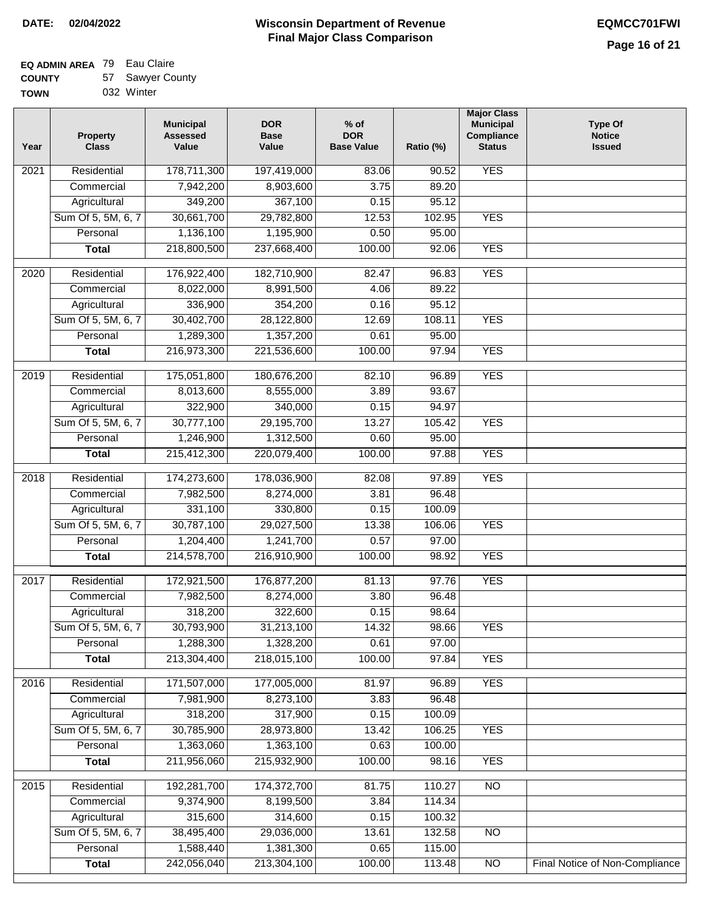**DATE:** 02/04/2022

# Wisconsin Department of Revenue
## Final Major Class Comparison

**EQMCC701FWI**

**EQ ADMIN AREA** 79 Eau Claire
**COUNTY** 57 Sawyer County
**TOWN** 032 Winter

| Year | Property Class | Municipal Assessed Value | DOR Base Value | % of DOR Base Value | Ratio (%) | Major Class Municipal Compliance Status | Type Of Notice Issued |
|---|---|---|---|---|---|---|---|
| 2021 | Residential | 178,711,300 | 197,419,000 | 83.06 | 90.52 | YES | |
| | Commercial | 7,942,200 | 8,903,600 | 3.75 | 89.20 | | |
| | Agricultural | 349,200 | 367,100 | 0.15 | 95.12 | | |
| | Sum Of 5, 5M, 6, 7 | 30,661,700 | 29,782,800 | 12.53 | 102.95 | YES | |
| | Personal | 1,136,100 | 1,195,900 | 0.50 | 95.00 | | |
| | **Total** | 218,800,500 | 237,668,400 | 100.00 | 92.06 | YES | |
| 2020 | Residential | 176,922,400 | 182,710,900 | 82.47 | 96.83 | YES | |
| | Commercial | 8,022,000 | 8,991,500 | 4.06 | 89.22 | | |
| | Agricultural | 336,900 | 354,200 | 0.16 | 95.12 | | |
| | Sum Of 5, 5M, 6, 7 | 30,402,700 | 28,122,800 | 12.69 | 108.11 | YES | |
| | Personal | 1,289,300 | 1,357,200 | 0.61 | 95.00 | | |
| | **Total** | 216,973,300 | 221,536,600 | 100.00 | 97.94 | YES | |
| 2019 | Residential | 175,051,800 | 180,676,200 | 82.10 | 96.89 | YES | |
| | Commercial | 8,013,600 | 8,555,000 | 3.89 | 93.67 | | |
| | Agricultural | 322,900 | 340,000 | 0.15 | 94.97 | | |
| | Sum Of 5, 5M, 6, 7 | 30,777,100 | 29,195,700 | 13.27 | 105.42 | YES | |
| | Personal | 1,246,900 | 1,312,500 | 0.60 | 95.00 | | |
| | **Total** | 215,412,300 | 220,079,400 | 100.00 | 97.88 | YES | |
| 2018 | Residential | 174,273,600 | 178,036,900 | 82.08 | 97.89 | YES | |
| | Commercial | 7,982,500 | 8,274,000 | 3.81 | 96.48 | | |
| | Agricultural | 331,100 | 330,800 | 0.15 | 100.09 | | |
| | Sum Of 5, 5M, 6, 7 | 30,787,100 | 29,027,500 | 13.38 | 106.06 | YES | |
| | Personal | 1,204,400 | 1,241,700 | 0.57 | 97.00 | | |
| | **Total** | 214,578,700 | 216,910,900 | 100.00 | 98.92 | YES | |
| 2017 | Residential | 172,921,500 | 176,877,200 | 81.13 | 97.76 | YES | |
| | Commercial | 7,982,500 | 8,274,000 | 3.80 | 96.48 | | |
| | Agricultural | 318,200 | 322,600 | 0.15 | 98.64 | | |
| | Sum Of 5, 5M, 6, 7 | 30,793,900 | 31,213,100 | 14.32 | 98.66 | YES | |
| | Personal | 1,288,300 | 1,328,200 | 0.61 | 97.00 | | |
| | **Total** | 213,304,400 | 218,015,100 | 100.00 | 97.84 | YES | |
| 2016 | Residential | 171,507,000 | 177,005,000 | 81.97 | 96.89 | YES | |
| | Commercial | 7,981,900 | 8,273,100 | 3.83 | 96.48 | | |
| | Agricultural | 318,200 | 317,900 | 0.15 | 100.09 | | |
| | Sum Of 5, 5M, 6, 7 | 30,785,900 | 28,973,800 | 13.42 | 106.25 | YES | |
| | Personal | 1,363,060 | 1,363,100 | 0.63 | 100.00 | | |
| | **Total** | 211,956,060 | 215,932,900 | 100.00 | 98.16 | YES | |
| 2015 | Residential | 192,281,700 | 174,372,700 | 81.75 | 110.27 | NO | |
| | Commercial | 9,374,900 | 8,199,500 | 3.84 | 114.34 | | |
| | Agricultural | 315,600 | 314,600 | 0.15 | 100.32 | | |
| | Sum Of 5, 5M, 6, 7 | 38,495,400 | 29,036,000 | 13.61 | 132.58 | NO | |
| | Personal | 1,588,440 | 1,381,300 | 0.65 | 115.00 | | |
| | **Total** | 242,056,040 | 213,304,100 | 100.00 | 113.48 | NO | Final Notice of Non-Compliance |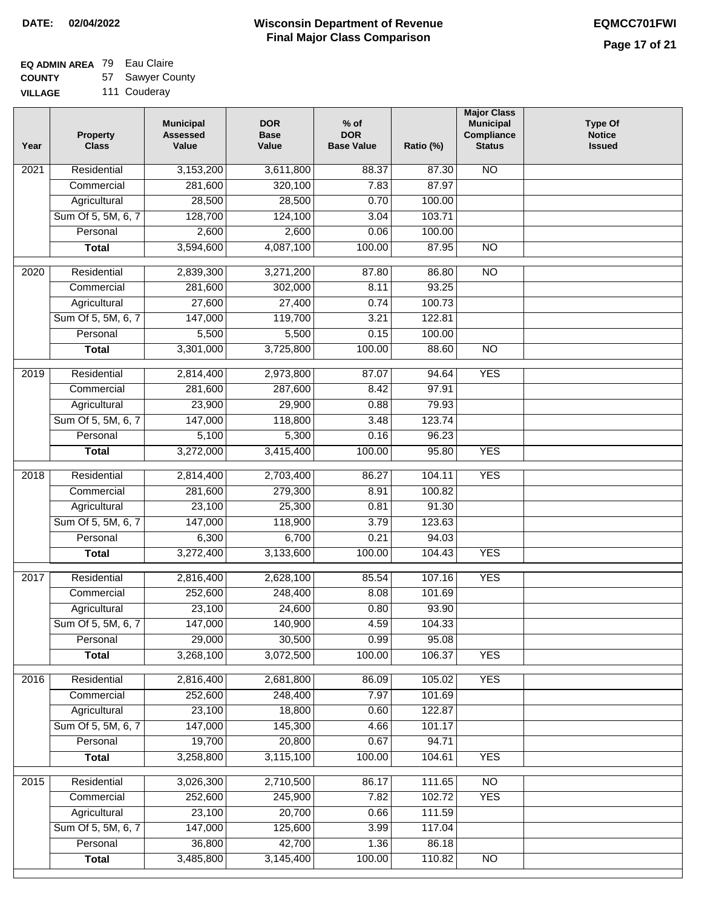**DATE: 02/04/2022**

# Wisconsin Department of Revenue
## Final Major Class Comparison

**EQMCC701FWI**

**EQ ADMIN AREA** 79 Eau Claire
**COUNTY** 57 Sawyer County
**VILLAGE** 111 Couderay

| Year | Property Class | Municipal Assessed Value | DOR Base Value | % of DOR Base Value | Ratio (%) | Major Class Municipal Compliance Status | Type Of Notice Issued |
|---|---|---|---|---|---|---|---|
| 2021 | Residential | 3,153,200 | 3,611,800 | 88.37 | 87.30 | NO | |
| | Commercial | 281,600 | 320,100 | 7.83 | 87.97 | | |
| | Agricultural | 28,500 | 28,500 | 0.70 | 100.00 | | |
| | Sum Of 5, 5M, 6, 7 | 128,700 | 124,100 | 3.04 | 103.71 | | |
| | Personal | 2,600 | 2,600 | 0.06 | 100.00 | | |
| | **Total** | 3,594,600 | 4,087,100 | 100.00 | 87.95 | NO | |
| 2020 | Residential | 2,839,300 | 3,271,200 | 87.80 | 86.80 | NO | |
| | Commercial | 281,600 | 302,000 | 8.11 | 93.25 | | |
| | Agricultural | 27,600 | 27,400 | 0.74 | 100.73 | | |
| | Sum Of 5, 5M, 6, 7 | 147,000 | 119,700 | 3.21 | 122.81 | | |
| | Personal | 5,500 | 5,500 | 0.15 | 100.00 | | |
| | **Total** | 3,301,000 | 3,725,800 | 100.00 | 88.60 | NO | |
| 2019 | Residential | 2,814,400 | 2,973,800 | 87.07 | 94.64 | YES | |
| | Commercial | 281,600 | 287,600 | 8.42 | 97.91 | | |
| | Agricultural | 23,900 | 29,900 | 0.88 | 79.93 | | |
| | Sum Of 5, 5M, 6, 7 | 147,000 | 118,800 | 3.48 | 123.74 | | |
| | Personal | 5,100 | 5,300 | 0.16 | 96.23 | | |
| | **Total** | 3,272,000 | 3,415,400 | 100.00 | 95.80 | YES | |
| 2018 | Residential | 2,814,400 | 2,703,400 | 86.27 | 104.11 | YES | |
| | Commercial | 281,600 | 279,300 | 8.91 | 100.82 | | |
| | Agricultural | 23,100 | 25,300 | 0.81 | 91.30 | | |
| | Sum Of 5, 5M, 6, 7 | 147,000 | 118,900 | 3.79 | 123.63 | | |
| | Personal | 6,300 | 6,700 | 0.21 | 94.03 | | |
| | **Total** | 3,272,400 | 3,133,600 | 100.00 | 104.43 | YES | |
| 2017 | Residential | 2,816,400 | 2,628,100 | 85.54 | 107.16 | YES | |
| | Commercial | 252,600 | 248,400 | 8.08 | 101.69 | | |
| | Agricultural | 23,100 | 24,600 | 0.80 | 93.90 | | |
| | Sum Of 5, 5M, 6, 7 | 147,000 | 140,900 | 4.59 | 104.33 | | |
| | Personal | 29,000 | 30,500 | 0.99 | 95.08 | | |
| | **Total** | 3,268,100 | 3,072,500 | 100.00 | 106.37 | YES | |
| 2016 | Residential | 2,816,400 | 2,681,800 | 86.09 | 105.02 | YES | |
| | Commercial | 252,600 | 248,400 | 7.97 | 101.69 | | |
| | Agricultural | 23,100 | 18,800 | 0.60 | 122.87 | | |
| | Sum Of 5, 5M, 6, 7 | 147,000 | 145,300 | 4.66 | 101.17 | | |
| | Personal | 19,700 | 20,800 | 0.67 | 94.71 | | |
| | **Total** | 3,258,800 | 3,115,100 | 100.00 | 104.61 | YES | |
| 2015 | Residential | 3,026,300 | 2,710,500 | 86.17 | 111.65 | NO | |
| | Commercial | 252,600 | 245,900 | 7.82 | 102.72 | YES | |
| | Agricultural | 23,100 | 20,700 | 0.66 | 111.59 | | |
| | Sum Of 5, 5M, 6, 7 | 147,000 | 125,600 | 3.99 | 117.04 | | |
| | Personal | 36,800 | 42,700 | 1.36 | 86.18 | | |
| | **Total** | 3,485,800 | 3,145,400 | 100.00 | 110.82 | NO | |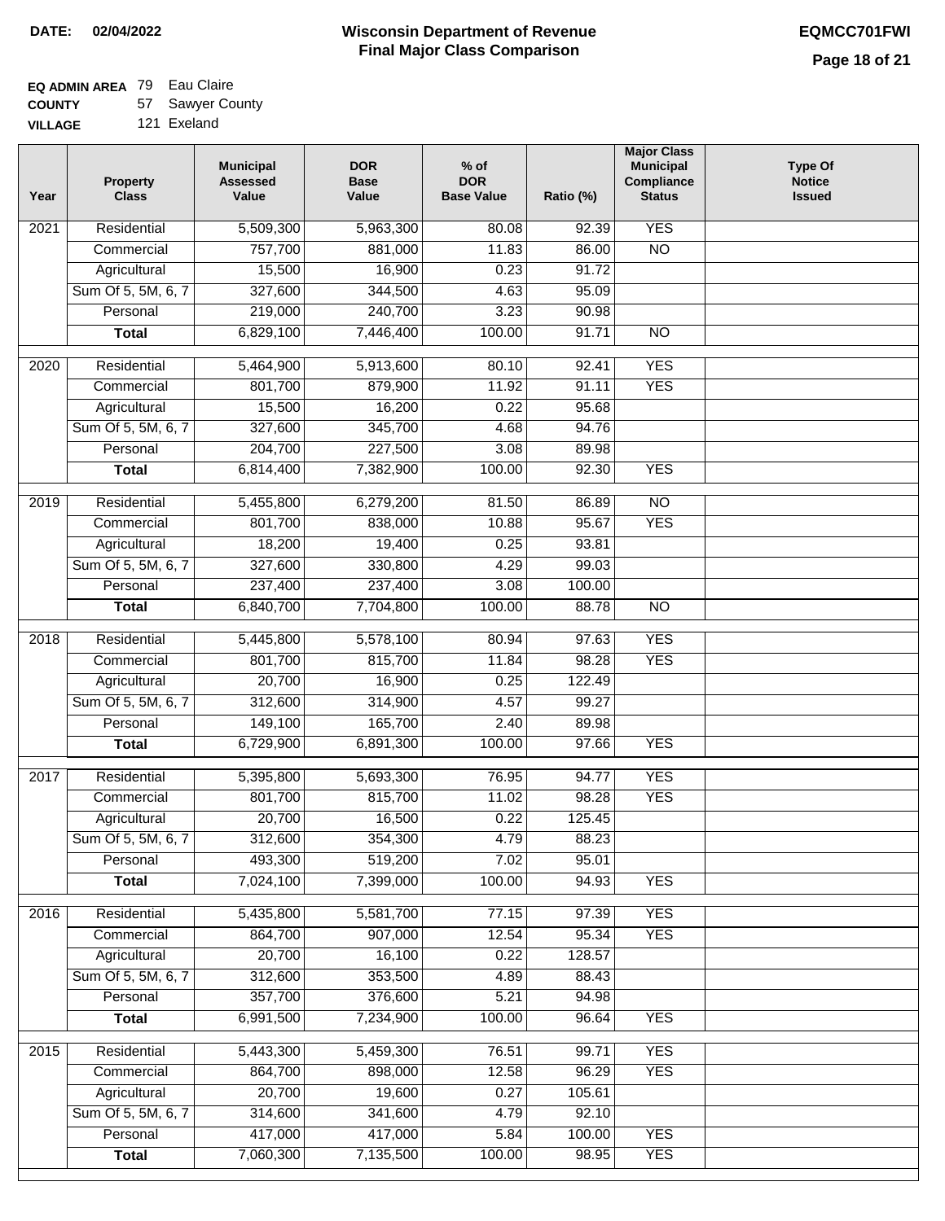**DATE:** 02/04/2022

# Wisconsin Department of Revenue
## Final Major Class Comparison

**EQMCC701FWI**

**EQ ADMIN AREA** 79 Eau Claire
**COUNTY** 57 Sawyer County
**VILLAGE** 121 Exeland

| Year | Property Class | Municipal Assessed Value | DOR Base Value | % of DOR Base Value | Ratio (%) | Major Class Municipal Compliance Status | Type Of Notice Issued |
|---|---|---|---|---|---|---|---|
| 2021 | Residential | 5,509,300 | 5,963,300 | 80.08 | 92.39 | YES | |
| | Commercial | 757,700 | 881,000 | 11.83 | 86.00 | NO | |
| | Agricultural | 15,500 | 16,900 | 0.23 | 91.72 | | |
| | Sum Of 5, 5M, 6, 7 | 327,600 | 344,500 | 4.63 | 95.09 | | |
| | Personal | 219,000 | 240,700 | 3.23 | 90.98 | | |
| | **Total** | 6,829,100 | 7,446,400 | 100.00 | 91.71 | NO | |
| 2020 | Residential | 5,464,900 | 5,913,600 | 80.10 | 92.41 | YES | |
| | Commercial | 801,700 | 879,900 | 11.92 | 91.11 | YES | |
| | Agricultural | 15,500 | 16,200 | 0.22 | 95.68 | | |
| | Sum Of 5, 5M, 6, 7 | 327,600 | 345,700 | 4.68 | 94.76 | | |
| | Personal | 204,700 | 227,500 | 3.08 | 89.98 | | |
| | **Total** | 6,814,400 | 7,382,900 | 100.00 | 92.30 | YES | |
| 2019 | Residential | 5,455,800 | 6,279,200 | 81.50 | 86.89 | NO | |
| | Commercial | 801,700 | 838,000 | 10.88 | 95.67 | YES | |
| | Agricultural | 18,200 | 19,400 | 0.25 | 93.81 | | |
| | Sum Of 5, 5M, 6, 7 | 327,600 | 330,800 | 4.29 | 99.03 | | |
| | Personal | 237,400 | 237,400 | 3.08 | 100.00 | | |
| | **Total** | 6,840,700 | 7,704,800 | 100.00 | 88.78 | NO | |
| 2018 | Residential | 5,445,800 | 5,578,100 | 80.94 | 97.63 | YES | |
| | Commercial | 801,700 | 815,700 | 11.84 | 98.28 | YES | |
| | Agricultural | 20,700 | 16,900 | 0.25 | 122.49 | | |
| | Sum Of 5, 5M, 6, 7 | 312,600 | 314,900 | 4.57 | 99.27 | | |
| | Personal | 149,100 | 165,700 | 2.40 | 89.98 | | |
| | **Total** | 6,729,900 | 6,891,300 | 100.00 | 97.66 | YES | |
| 2017 | Residential | 5,395,800 | 5,693,300 | 76.95 | 94.77 | YES | |
| | Commercial | 801,700 | 815,700 | 11.02 | 98.28 | YES | |
| | Agricultural | 20,700 | 16,500 | 0.22 | 125.45 | | |
| | Sum Of 5, 5M, 6, 7 | 312,600 | 354,300 | 4.79 | 88.23 | | |
| | Personal | 493,300 | 519,200 | 7.02 | 95.01 | | |
| | **Total** | 7,024,100 | 7,399,000 | 100.00 | 94.93 | YES | |
| 2016 | Residential | 5,435,800 | 5,581,700 | 77.15 | 97.39 | YES | |
| | Commercial | 864,700 | 907,000 | 12.54 | 95.34 | YES | |
| | Agricultural | 20,700 | 16,100 | 0.22 | 128.57 | | |
| | Sum Of 5, 5M, 6, 7 | 312,600 | 353,500 | 4.89 | 88.43 | | |
| | Personal | 357,700 | 376,600 | 5.21 | 94.98 | | |
| | **Total** | 6,991,500 | 7,234,900 | 100.00 | 96.64 | YES | |
| 2015 | Residential | 5,443,300 | 5,459,300 | 76.51 | 99.71 | YES | |
| | Commercial | 864,700 | 898,000 | 12.58 | 96.29 | YES | |
| | Agricultural | 20,700 | 19,600 | 0.27 | 105.61 | | |
| | Sum Of 5, 5M, 6, 7 | 314,600 | 341,600 | 4.79 | 92.10 | | |
| | Personal | 417,000 | 417,000 | 5.84 | 100.00 | YES | |
| | **Total** | 7,060,300 | 7,135,500 | 100.00 | 98.95 | YES | |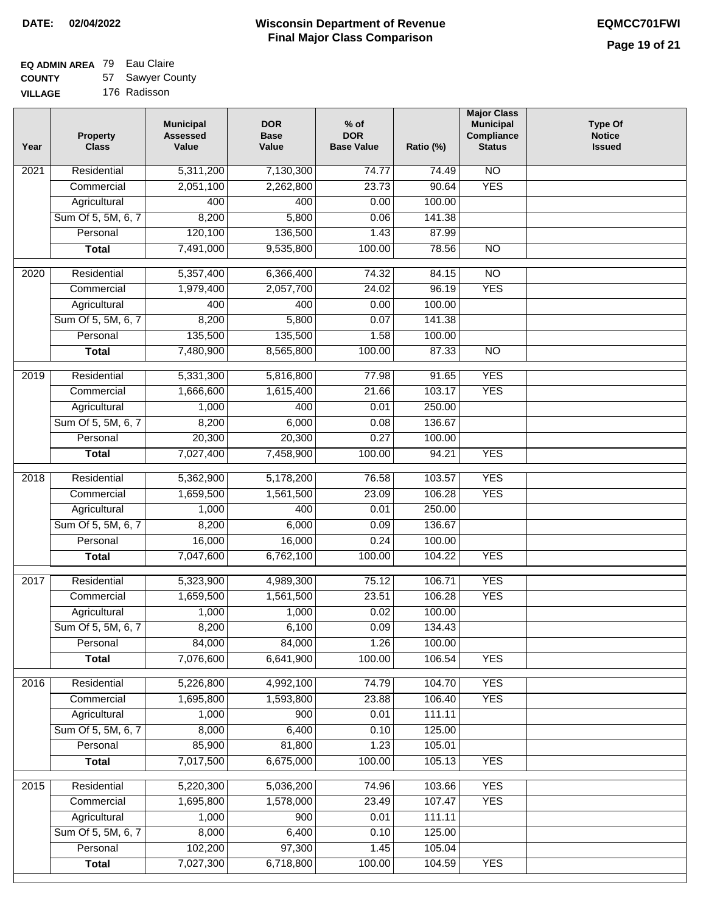**DATE:** 02/04/2022

# Wisconsin Department of Revenue
## Final Major Class Comparison

EQMCC701FWI

**EQ ADMIN AREA** 79 Eau Claire
**COUNTY** 57 Sawyer County
**VILLAGE** 176 Radisson

| Year | Property Class | Municipal Assessed Value | DOR Base Value | % of DOR Base Value | Ratio (%) | Major Class Municipal Compliance Status | Type Of Notice Issued |
|---|---|---|---|---|---|---|---|
| 2021 | Residential | 5,311,200 | 7,130,300 | 74.77 | 74.49 | NO | |
| | Commercial | 2,051,100 | 2,262,800 | 23.73 | 90.64 | YES | |
| | Agricultural | 400 | 400 | 0.00 | 100.00 | | |
| | Sum Of 5, 5M, 6, 7 | 8,200 | 5,800 | 0.06 | 141.38 | | |
| | Personal | 120,100 | 136,500 | 1.43 | 87.99 | | |
| | **Total** | 7,491,000 | 9,535,800 | 100.00 | 78.56 | NO | |
| 2020 | Residential | 5,357,400 | 6,366,400 | 74.32 | 84.15 | NO | |
| | Commercial | 1,979,400 | 2,057,700 | 24.02 | 96.19 | YES | |
| | Agricultural | 400 | 400 | 0.00 | 100.00 | | |
| | Sum Of 5, 5M, 6, 7 | 8,200 | 5,800 | 0.07 | 141.38 | | |
| | Personal | 135,500 | 135,500 | 1.58 | 100.00 | | |
| | **Total** | 7,480,900 | 8,565,800 | 100.00 | 87.33 | NO | |
| 2019 | Residential | 5,331,300 | 5,816,800 | 77.98 | 91.65 | YES | |
| | Commercial | 1,666,600 | 1,615,400 | 21.66 | 103.17 | YES | |
| | Agricultural | 1,000 | 400 | 0.01 | 250.00 | | |
| | Sum Of 5, 5M, 6, 7 | 8,200 | 6,000 | 0.08 | 136.67 | | |
| | Personal | 20,300 | 20,300 | 0.27 | 100.00 | | |
| | **Total** | 7,027,400 | 7,458,900 | 100.00 | 94.21 | YES | |
| 2018 | Residential | 5,362,900 | 5,178,200 | 76.58 | 103.57 | YES | |
| | Commercial | 1,659,500 | 1,561,500 | 23.09 | 106.28 | YES | |
| | Agricultural | 1,000 | 400 | 0.01 | 250.00 | | |
| | Sum Of 5, 5M, 6, 7 | 8,200 | 6,000 | 0.09 | 136.67 | | |
| | Personal | 16,000 | 16,000 | 0.24 | 100.00 | | |
| | **Total** | 7,047,600 | 6,762,100 | 100.00 | 104.22 | YES | |
| 2017 | Residential | 5,323,900 | 4,989,300 | 75.12 | 106.71 | YES | |
| | Commercial | 1,659,500 | 1,561,500 | 23.51 | 106.28 | YES | |
| | Agricultural | 1,000 | 1,000 | 0.02 | 100.00 | | |
| | Sum Of 5, 5M, 6, 7 | 8,200 | 6,100 | 0.09 | 134.43 | | |
| | Personal | 84,000 | 84,000 | 1.26 | 100.00 | | |
| | **Total** | 7,076,600 | 6,641,900 | 100.00 | 106.54 | YES | |
| 2016 | Residential | 5,226,800 | 4,992,100 | 74.79 | 104.70 | YES | |
| | Commercial | 1,695,800 | 1,593,800 | 23.88 | 106.40 | YES | |
| | Agricultural | 1,000 | 900 | 0.01 | 111.11 | | |
| | Sum Of 5, 5M, 6, 7 | 8,000 | 6,400 | 0.10 | 125.00 | | |
| | Personal | 85,900 | 81,800 | 1.23 | 105.01 | | |
| | **Total** | 7,017,500 | 6,675,000 | 100.00 | 105.13 | YES | |
| 2015 | Residential | 5,220,300 | 5,036,200 | 74.96 | 103.66 | YES | |
| | Commercial | 1,695,800 | 1,578,000 | 23.49 | 107.47 | YES | |
| | Agricultural | 1,000 | 900 | 0.01 | 111.11 | | |
| | Sum Of 5, 5M, 6, 7 | 8,000 | 6,400 | 0.10 | 125.00 | | |
| | Personal | 102,200 | 97,300 | 1.45 | 105.04 | | |
| | **Total** | 7,027,300 | 6,718,800 | 100.00 | 104.59 | YES | |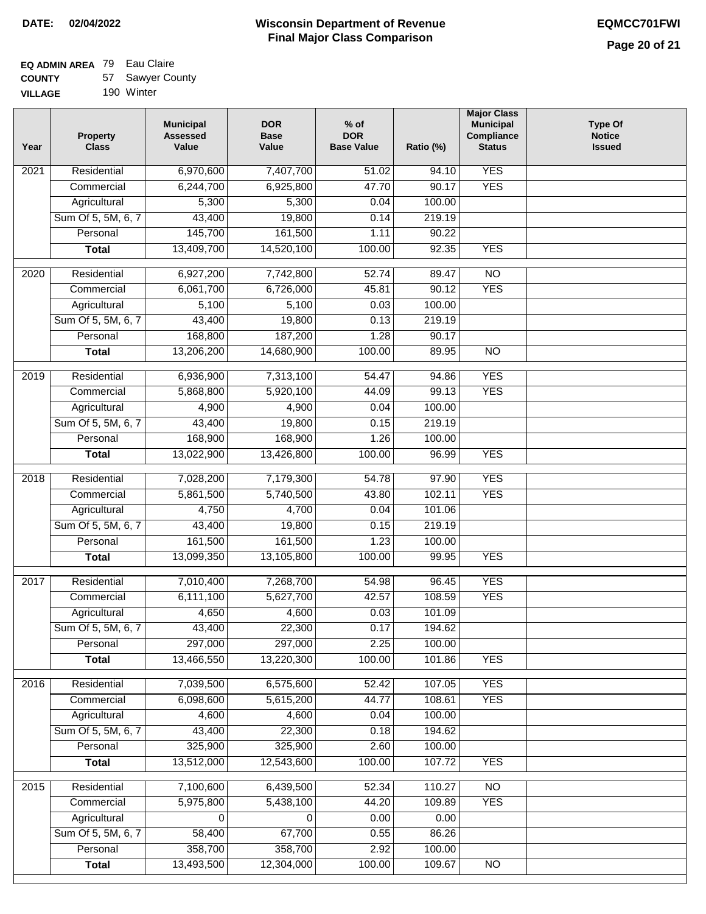**DATE: 02/04/2022**

# Wisconsin Department of Revenue
## Final Major Class Comparison

**EQMCC701FWI**

**EQ ADMIN AREA** 79 Eau Claire
**COUNTY** 57 Sawyer County
**VILLAGE** 190 Winter

| Year | Property Class | Municipal Assessed Value | DOR Base Value | % of DOR Base Value | Ratio (%) | Major Class Municipal Compliance Status | Type Of Notice Issued |
|---|---|---|---|---|---|---|---|
| 2021 | Residential | 6,970,600 | 7,407,700 | 51.02 | 94.10 | YES | |
| | Commercial | 6,244,700 | 6,925,800 | 47.70 | 90.17 | YES | |
| | Agricultural | 5,300 | 5,300 | 0.04 | 100.00 | | |
| | Sum Of 5, 5M, 6, 7 | 43,400 | 19,800 | 0.14 | 219.19 | | |
| | Personal | 145,700 | 161,500 | 1.11 | 90.22 | | |
| | **Total** | 13,409,700 | 14,520,100 | 100.00 | 92.35 | YES | |
| 2020 | Residential | 6,927,200 | 7,742,800 | 52.74 | 89.47 | NO | |
| | Commercial | 6,061,700 | 6,726,000 | 45.81 | 90.12 | YES | |
| | Agricultural | 5,100 | 5,100 | 0.03 | 100.00 | | |
| | Sum Of 5, 5M, 6, 7 | 43,400 | 19,800 | 0.13 | 219.19 | | |
| | Personal | 168,800 | 187,200 | 1.28 | 90.17 | | |
| | **Total** | 13,206,200 | 14,680,900 | 100.00 | 89.95 | NO | |
| 2019 | Residential | 6,936,900 | 7,313,100 | 54.47 | 94.86 | YES | |
| | Commercial | 5,868,800 | 5,920,100 | 44.09 | 99.13 | YES | |
| | Agricultural | 4,900 | 4,900 | 0.04 | 100.00 | | |
| | Sum Of 5, 5M, 6, 7 | 43,400 | 19,800 | 0.15 | 219.19 | | |
| | Personal | 168,900 | 168,900 | 1.26 | 100.00 | | |
| | **Total** | 13,022,900 | 13,426,800 | 100.00 | 96.99 | YES | |
| 2018 | Residential | 7,028,200 | 7,179,300 | 54.78 | 97.90 | YES | |
| | Commercial | 5,861,500 | 5,740,500 | 43.80 | 102.11 | YES | |
| | Agricultural | 4,750 | 4,700 | 0.04 | 101.06 | | |
| | Sum Of 5, 5M, 6, 7 | 43,400 | 19,800 | 0.15 | 219.19 | | |
| | Personal | 161,500 | 161,500 | 1.23 | 100.00 | | |
| | **Total** | 13,099,350 | 13,105,800 | 100.00 | 99.95 | YES | |
| 2017 | Residential | 7,010,400 | 7,268,700 | 54.98 | 96.45 | YES | |
| | Commercial | 6,111,100 | 5,627,700 | 42.57 | 108.59 | YES | |
| | Agricultural | 4,650 | 4,600 | 0.03 | 101.09 | | |
| | Sum Of 5, 5M, 6, 7 | 43,400 | 22,300 | 0.17 | 194.62 | | |
| | Personal | 297,000 | 297,000 | 2.25 | 100.00 | | |
| | **Total** | 13,466,550 | 13,220,300 | 100.00 | 101.86 | YES | |
| 2016 | Residential | 7,039,500 | 6,575,600 | 52.42 | 107.05 | YES | |
| | Commercial | 6,098,600 | 5,615,200 | 44.77 | 108.61 | YES | |
| | Agricultural | 4,600 | 4,600 | 0.04 | 100.00 | | |
| | Sum Of 5, 5M, 6, 7 | 43,400 | 22,300 | 0.18 | 194.62 | | |
| | Personal | 325,900 | 325,900 | 2.60 | 100.00 | | |
| | **Total** | 13,512,000 | 12,543,600 | 100.00 | 107.72 | YES | |
| 2015 | Residential | 7,100,600 | 6,439,500 | 52.34 | 110.27 | NO | |
| | Commercial | 5,975,800 | 5,438,100 | 44.20 | 109.89 | YES | |
| | Agricultural | 0 | 0 | 0.00 | 0.00 | | |
| | Sum Of 5, 5M, 6, 7 | 58,400 | 67,700 | 0.55 | 86.26 | | |
| | Personal | 358,700 | 358,700 | 2.92 | 100.00 | | |
| | **Total** | 13,493,500 | 12,304,000 | 100.00 | 109.67 | NO | |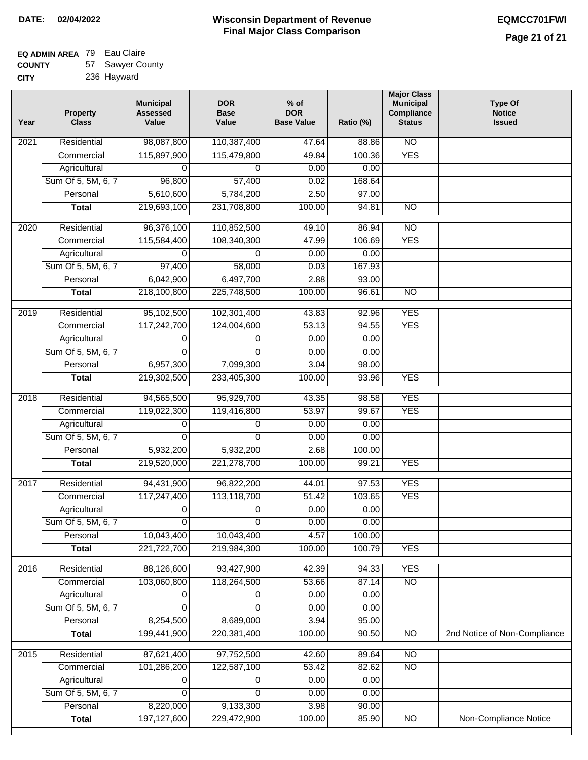**DATE: 02/04/2022**

# Wisconsin Department of Revenue
## Final Major Class Comparison

**EQMCC701FWI**

**EQ ADMIN AREA** 79 Eau Claire
**COUNTY** 57 Sawyer County
**CITY** 236 Hayward

| Year | Property Class | Municipal Assessed Value | DOR Base Value | % of DOR Base Value | Ratio (%) | Major Class Municipal Compliance Status | Type Of Notice Issued |
|---|---|---|---|---|---|---|---|
| 2021 | Residential | 98,087,800 | 110,387,400 | 47.64 | 88.86 | NO | |
| | Commercial | 115,897,900 | 115,479,800 | 49.84 | 100.36 | YES | |
| | Agricultural | 0 | 0 | 0.00 | 0.00 | | |
| | Sum Of 5, 5M, 6, 7 | 96,800 | 57,400 | 0.02 | 168.64 | | |
| | Personal | 5,610,600 | 5,784,200 | 2.50 | 97.00 | | |
| | **Total** | 219,693,100 | 231,708,800 | 100.00 | 94.81 | NO | |
| 2020 | Residential | 96,376,100 | 110,852,500 | 49.10 | 86.94 | NO | |
| | Commercial | 115,584,400 | 108,340,300 | 47.99 | 106.69 | YES | |
| | Agricultural | 0 | 0 | 0.00 | 0.00 | | |
| | Sum Of 5, 5M, 6, 7 | 97,400 | 58,000 | 0.03 | 167.93 | | |
| | Personal | 6,042,900 | 6,497,700 | 2.88 | 93.00 | | |
| | **Total** | 218,100,800 | 225,748,500 | 100.00 | 96.61 | NO | |
| 2019 | Residential | 95,102,500 | 102,301,400 | 43.83 | 92.96 | YES | |
| | Commercial | 117,242,700 | 124,004,600 | 53.13 | 94.55 | YES | |
| | Agricultural | 0 | 0 | 0.00 | 0.00 | | |
| | Sum Of 5, 5M, 6, 7 | 0 | 0 | 0.00 | 0.00 | | |
| | Personal | 6,957,300 | 7,099,300 | 3.04 | 98.00 | | |
| | **Total** | 219,302,500 | 233,405,300 | 100.00 | 93.96 | YES | |
| 2018 | Residential | 94,565,500 | 95,929,700 | 43.35 | 98.58 | YES | |
| | Commercial | 119,022,300 | 119,416,800 | 53.97 | 99.67 | YES | |
| | Agricultural | 0 | 0 | 0.00 | 0.00 | | |
| | Sum Of 5, 5M, 6, 7 | 0 | 0 | 0.00 | 0.00 | | |
| | Personal | 5,932,200 | 5,932,200 | 2.68 | 100.00 | | |
| | **Total** | 219,520,000 | 221,278,700 | 100.00 | 99.21 | YES | |
| 2017 | Residential | 94,431,900 | 96,822,200 | 44.01 | 97.53 | YES | |
| | Commercial | 117,247,400 | 113,118,700 | 51.42 | 103.65 | YES | |
| | Agricultural | 0 | 0 | 0.00 | 0.00 | | |
| | Sum Of 5, 5M, 6, 7 | 0 | 0 | 0.00 | 0.00 | | |
| | Personal | 10,043,400 | 10,043,400 | 4.57 | 100.00 | | |
| | **Total** | 221,722,700 | 219,984,300 | 100.00 | 100.79 | YES | |
| 2016 | Residential | 88,126,600 | 93,427,900 | 42.39 | 94.33 | YES | |
| | Commercial | 103,060,800 | 118,264,500 | 53.66 | 87.14 | NO | |
| | Agricultural | 0 | 0 | 0.00 | 0.00 | | |
| | Sum Of 5, 5M, 6, 7 | 0 | 0 | 0.00 | 0.00 | | |
| | Personal | 8,254,500 | 8,689,000 | 3.94 | 95.00 | | |
| | **Total** | 199,441,900 | 220,381,400 | 100.00 | 90.50 | NO | 2nd Notice of Non-Compliance |
| 2015 | Residential | 87,621,400 | 97,752,500 | 42.60 | 89.64 | NO | |
| | Commercial | 101,286,200 | 122,587,100 | 53.42 | 82.62 | NO | |
| | Agricultural | 0 | 0 | 0.00 | 0.00 | | |
| | Sum Of 5, 5M, 6, 7 | 0 | 0 | 0.00 | 0.00 | | |
| | Personal | 8,220,000 | 9,133,300 | 3.98 | 90.00 | | |
| | **Total** | 197,127,600 | 229,472,900 | 100.00 | 85.90 | NO | Non-Compliance Notice |